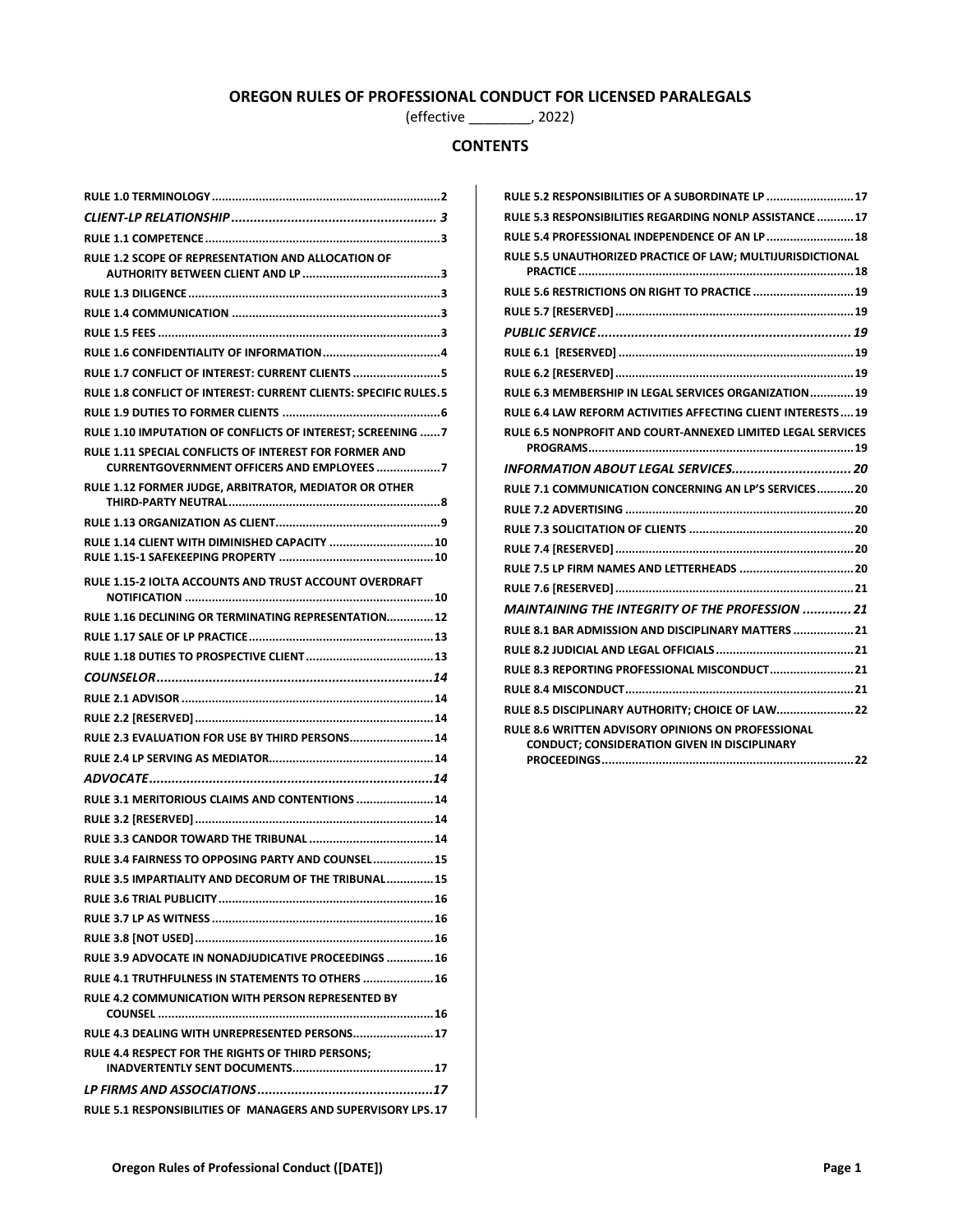# OREGON RULES OF PROFESSIONAL CONDUCT FOR LICENSED PARALEGALS

(effective ________, 2022)

## CONTENTS

RULE 1.0 TERMINOLOGY ... 2

*CLIENT-LP RELATIONSHIP ... 3*

RULE 1.1 COMPETENCE ... 3

RULE 1.2 SCOPE OF REPRESENTATION AND ALLOCATION OF AUTHORITY BETWEEN CLIENT AND LP ... 3

RULE 1.3 DILIGENCE ... 3

RULE 1.4 COMMUNICATION ... 3

RULE 1.5 FEES ... 3

RULE 1.6 CONFIDENTIALITY OF INFORMATION ... 4

RULE 1.7 CONFLICT OF INTEREST: CURRENT CLIENTS ... 5

RULE 1.8 CONFLICT OF INTEREST: CURRENT CLIENTS: SPECIFIC RULES ... 5

RULE 1.9 DUTIES TO FORMER CLIENTS ... 6

RULE 1.10 IMPUTATION OF CONFLICTS OF INTEREST; SCREENING ... 7

RULE 1.11 SPECIAL CONFLICTS OF INTEREST FOR FORMER AND CURRENTGOVERNMENT OFFICERS AND EMPLOYEES ... 7

RULE 1.12 FORMER JUDGE, ARBITRATOR, MEDIATOR OR OTHER THIRD-PARTY NEUTRAL ... 8

RULE 1.13 ORGANIZATION AS CLIENT ... 9

RULE 1.14 CLIENT WITH DIMINISHED CAPACITY ... 10

RULE 1.15-1 SAFEKEEPING PROPERTY ... 10

RULE 1.15-2 IOLTA ACCOUNTS AND TRUST ACCOUNT OVERDRAFT NOTIFICATION ... 10

RULE 1.16 DECLINING OR TERMINATING REPRESENTATION ... 12

RULE 1.17 SALE OF LP PRACTICE ... 13

RULE 1.18 DUTIES TO PROSPECTIVE CLIENT ... 13

*COUNSELOR ... 14*

RULE 2.1 ADVISOR ... 14

RULE 2.2 [RESERVED] ... 14

RULE 2.3 EVALUATION FOR USE BY THIRD PERSONS ... 14

RULE 2.4 LP SERVING AS MEDIATOR ... 14

*ADVOCATE ... 14*

RULE 3.1 MERITORIOUS CLAIMS AND CONTENTIONS ... 14

RULE 3.2 [RESERVED] ... 14

RULE 3.3 CANDOR TOWARD THE TRIBUNAL ... 14

RULE 3.4 FAIRNESS TO OPPOSING PARTY AND COUNSEL ... 15

RULE 3.5 IMPARTIALITY AND DECORUM OF THE TRIBUNAL ... 15

RULE 3.6 TRIAL PUBLICITY ... 16

RULE 3.7 LP AS WITNESS ... 16

RULE 3.8 [NOT USED] ... 16

RULE 3.9 ADVOCATE IN NONADJUDICATIVE PROCEEDINGS ... 16

RULE 4.1 TRUTHFULNESS IN STATEMENTS TO OTHERS ... 16

RULE 4.2 COMMUNICATION WITH PERSON REPRESENTED BY COUNSEL ... 16

RULE 4.3 DEALING WITH UNREPRESENTED PERSONS ... 17

RULE 4.4 RESPECT FOR THE RIGHTS OF THIRD PERSONS; INADVERTENTLY SENT DOCUMENTS ... 17

*LP FIRMS AND ASSOCIATIONS ... 17*

RULE 5.1 RESPONSIBILITIES OF MANAGERS AND SUPERVISORY LPS ... 17

RULE 5.2 RESPONSIBILITIES OF A SUBORDINATE LP ... 17

RULE 5.3 RESPONSIBILITIES REGARDING NONLP ASSISTANCE ... 17

RULE 5.4 PROFESSIONAL INDEPENDENCE OF AN LP ... 18

RULE 5.5 UNAUTHORIZED PRACTICE OF LAW; MULTIJURISDICTIONAL PRACTICE ... 18

RULE 5.6 RESTRICTIONS ON RIGHT TO PRACTICE ... 19

RULE 5.7 [RESERVED] ... 19

*PUBLIC SERVICE ... 19*

RULE 6.1 [RESERVED] ... 19

RULE 6.2 [RESERVED] ... 19

RULE 6.3 MEMBERSHIP IN LEGAL SERVICES ORGANIZATION ... 19

RULE 6.4 LAW REFORM ACTIVITIES AFFECTING CLIENT INTERESTS ... 19

RULE 6.5 NONPROFIT AND COURT-ANNEXED LIMITED LEGAL SERVICES PROGRAMS ... 19

*INFORMATION ABOUT LEGAL SERVICES ... 20*

RULE 7.1 COMMUNICATION CONCERNING AN LP'S SERVICES ... 20

RULE 7.2 ADVERTISING ... 20

RULE 7.3 SOLICITATION OF CLIENTS ... 20

RULE 7.4 [RESERVED] ... 20

RULE 7.5 LP FIRM NAMES AND LETTERHEADS ... 20

RULE 7.6 [RESERVED] ... 21

*MAINTAINING THE INTEGRITY OF THE PROFESSION ... 21*

RULE 8.1 BAR ADMISSION AND DISCIPLINARY MATTERS ... 21

RULE 8.2 JUDICIAL AND LEGAL OFFICIALS ... 21

RULE 8.3 REPORTING PROFESSIONAL MISCONDUCT ... 21

RULE 8.4 MISCONDUCT ... 21

RULE 8.5 DISCIPLINARY AUTHORITY; CHOICE OF LAW ... 22

RULE 8.6 WRITTEN ADVISORY OPINIONS ON PROFESSIONAL CONDUCT; CONSIDERATION GIVEN IN DISCIPLINARY PROCEEDINGS ... 22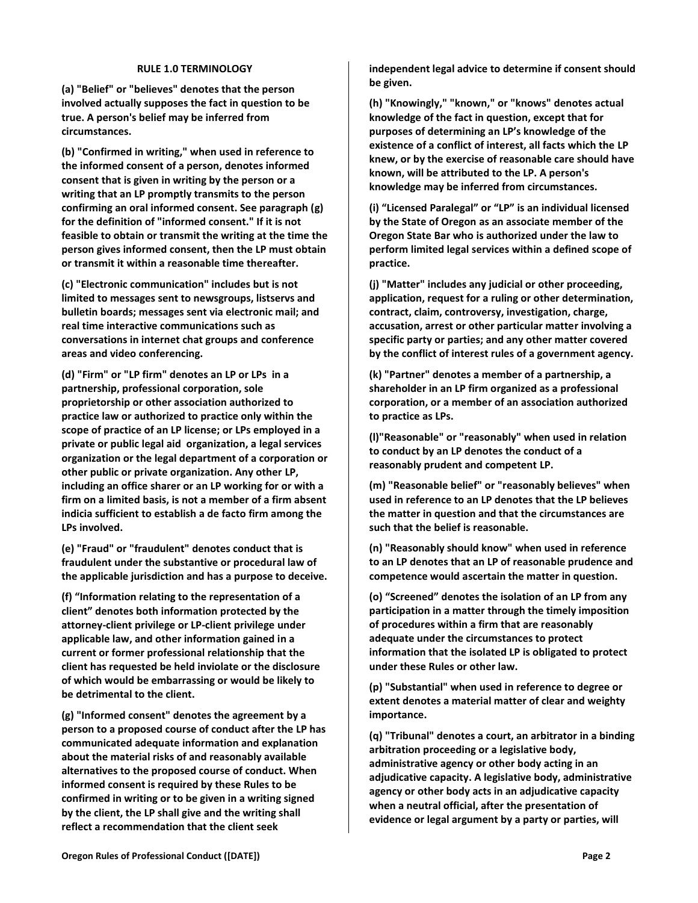## RULE 1.0 TERMINOLOGY

**(a) "Belief" or "believes" denotes that the person involved actually supposes the fact in question to be true. A person's belief may be inferred from circumstances.**

**(b) "Confirmed in writing," when used in reference to the informed consent of a person, denotes informed consent that is given in writing by the person or a writing that an LP promptly transmits to the person confirming an oral informed consent. See paragraph (g) for the definition of "informed consent." If it is not feasible to obtain or transmit the writing at the time the person gives informed consent, then the LP must obtain or transmit it within a reasonable time thereafter.**

**(c) "Electronic communication" includes but is not limited to messages sent to newsgroups, listservs and bulletin boards; messages sent via electronic mail; and real time interactive communications such as conversations in internet chat groups and conference areas and video conferencing.**

**(d) "Firm" or "LP firm" denotes an LP or LPs in a partnership, professional corporation, sole proprietorship or other association authorized to practice law or authorized to practice only within the scope of practice of an LP license; or LPs employed in a private or public legal aid organization, a legal services organization or the legal department of a corporation or other public or private organization. Any other LP, including an office sharer or an LP working for or with a firm on a limited basis, is not a member of a firm absent indicia sufficient to establish a de facto firm among the LPs involved.**

**(e) "Fraud" or "fraudulent" denotes conduct that is fraudulent under the substantive or procedural law of the applicable jurisdiction and has a purpose to deceive.**

**(f) "Information relating to the representation of a client" denotes both information protected by the attorney-client privilege or LP-client privilege under applicable law, and other information gained in a current or former professional relationship that the client has requested be held inviolate or the disclosure of which would be embarrassing or would be likely to be detrimental to the client.**

**(g) "Informed consent" denotes the agreement by a person to a proposed course of conduct after the LP has communicated adequate information and explanation about the material risks of and reasonably available alternatives to the proposed course of conduct. When informed consent is required by these Rules to be confirmed in writing or to be given in a writing signed by the client, the LP shall give and the writing shall reflect a recommendation that the client seek independent legal advice to determine if consent should be given.**

**(h) "Knowingly," "known," or "knows" denotes actual knowledge of the fact in question, except that for purposes of determining an LP's knowledge of the existence of a conflict of interest, all facts which the LP knew, or by the exercise of reasonable care should have known, will be attributed to the LP. A person's knowledge may be inferred from circumstances.**

**(i) "Licensed Paralegal" or "LP" is an individual licensed by the State of Oregon as an associate member of the Oregon State Bar who is authorized under the law to perform limited legal services within a defined scope of practice.**

**(j) "Matter" includes any judicial or other proceeding, application, request for a ruling or other determination, contract, claim, controversy, investigation, charge, accusation, arrest or other particular matter involving a specific party or parties; and any other matter covered by the conflict of interest rules of a government agency.**

**(k) "Partner" denotes a member of a partnership, a shareholder in an LP firm organized as a professional corporation, or a member of an association authorized to practice as LPs.**

**(l)"Reasonable" or "reasonably" when used in relation to conduct by an LP denotes the conduct of a reasonably prudent and competent LP.**

**(m) "Reasonable belief" or "reasonably believes" when used in reference to an LP denotes that the LP believes the matter in question and that the circumstances are such that the belief is reasonable.**

**(n) "Reasonably should know" when used in reference to an LP denotes that an LP of reasonable prudence and competence would ascertain the matter in question.**

**(o) "Screened" denotes the isolation of an LP from any participation in a matter through the timely imposition of procedures within a firm that are reasonably adequate under the circumstances to protect information that the isolated LP is obligated to protect under these Rules or other law.**

**(p) "Substantial" when used in reference to degree or extent denotes a material matter of clear and weighty importance.**

**(q) "Tribunal" denotes a court, an arbitrator in a binding arbitration proceeding or a legislative body, administrative agency or other body acting in an adjudicative capacity. A legislative body, administrative agency or other body acts in an adjudicative capacity when a neutral official, after the presentation of evidence or legal argument by a party or parties, will**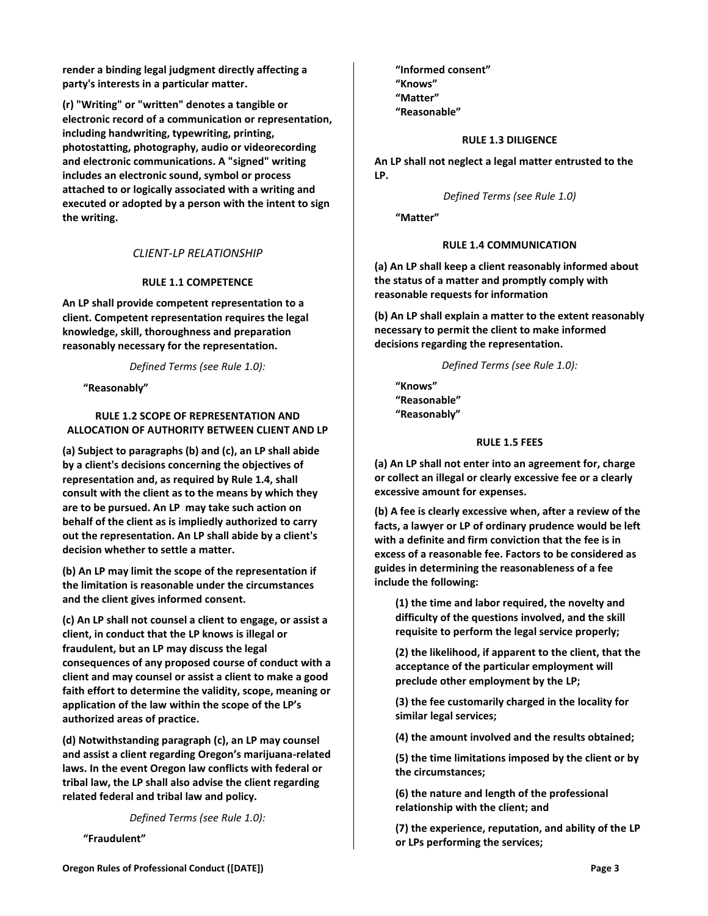**render a binding legal judgment directly affecting a party's interests in a particular matter.**

**(r) "Writing" or "written" denotes a tangible or electronic record of a communication or representation, including handwriting, typewriting, printing, photostatting, photography, audio or videorecording and electronic communications. A "signed" writing includes an electronic sound, symbol or process attached to or logically associated with a writing and executed or adopted by a person with the intent to sign the writing.**

## *CLIENT-LP RELATIONSHIP*

### RULE 1.1 COMPETENCE

**An LP shall provide competent representation to a client. Competent representation requires the legal knowledge, skill, thoroughness and preparation reasonably necessary for the representation.**

*Defined Terms (see Rule 1.0):*

**"Reasonably"**

### RULE 1.2 SCOPE OF REPRESENTATION AND ALLOCATION OF AUTHORITY BETWEEN CLIENT AND LP

**(a) Subject to paragraphs (b) and (c), an LP shall abide by a client's decisions concerning the objectives of representation and, as required by Rule 1.4, shall consult with the client as to the means by which they are to be pursued. An LP may take such action on behalf of the client as is impliedly authorized to carry out the representation. An LP shall abide by a client's decision whether to settle a matter.**

**(b) An LP may limit the scope of the representation if the limitation is reasonable under the circumstances and the client gives informed consent.**

**(c) An LP shall not counsel a client to engage, or assist a client, in conduct that the LP knows is illegal or fraudulent, but an LP may discuss the legal consequences of any proposed course of conduct with a client and may counsel or assist a client to make a good faith effort to determine the validity, scope, meaning or application of the law within the scope of the LP's authorized areas of practice.**

**(d) Notwithstanding paragraph (c), an LP may counsel and assist a client regarding Oregon's marijuana-related laws. In the event Oregon law conflicts with federal or tribal law, the LP shall also advise the client regarding related federal and tribal law and policy.**

*Defined Terms (see Rule 1.0):*

**"Fraudulent"**
**"Informed consent"**
**"Knows"**
**"Matter"**
**"Reasonable"**

### RULE 1.3 DILIGENCE

**An LP shall not neglect a legal matter entrusted to the LP.**

*Defined Terms (see Rule 1.0)*

**"Matter"**

### RULE 1.4 COMMUNICATION

**(a) An LP shall keep a client reasonably informed about the status of a matter and promptly comply with reasonable requests for information**

**(b) An LP shall explain a matter to the extent reasonably necessary to permit the client to make informed decisions regarding the representation.**

*Defined Terms (see Rule 1.0):*

**"Knows"**
**"Reasonable"**
**"Reasonably"**

### RULE 1.5 FEES

**(a) An LP shall not enter into an agreement for, charge or collect an illegal or clearly excessive fee or a clearly excessive amount for expenses.**

**(b) A fee is clearly excessive when, after a review of the facts, a lawyer or LP of ordinary prudence would be left with a definite and firm conviction that the fee is in excess of a reasonable fee. Factors to be considered as guides in determining the reasonableness of a fee include the following:**

**(1) the time and labor required, the novelty and difficulty of the questions involved, and the skill requisite to perform the legal service properly;**

**(2) the likelihood, if apparent to the client, that the acceptance of the particular employment will preclude other employment by the LP;**

**(3) the fee customarily charged in the locality for similar legal services;**

**(4) the amount involved and the results obtained;**

**(5) the time limitations imposed by the client or by the circumstances;**

**(6) the nature and length of the professional relationship with the client; and**

**(7) the experience, reputation, and ability of the LP or LPs performing the services;**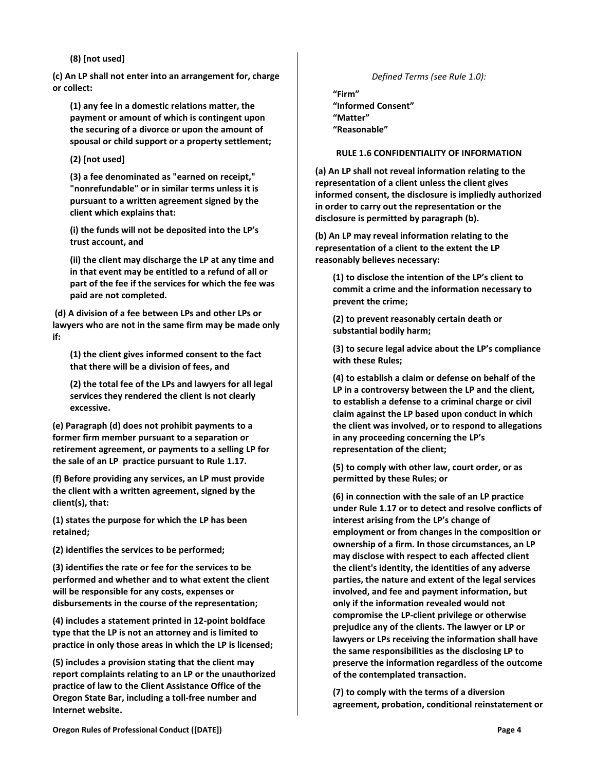**(8) [not used]**

**(c) An LP shall not enter into an arrangement for, charge or collect:**

**(1) any fee in a domestic relations matter, the payment or amount of which is contingent upon the securing of a divorce or upon the amount of spousal or child support or a property settlement;**

**(2) [not used]**

**(3) a fee denominated as "earned on receipt," "nonrefundable" or in similar terms unless it is pursuant to a written agreement signed by the client which explains that:**

**(i) the funds will not be deposited into the LP's trust account, and**

**(ii) the client may discharge the LP at any time and in that event may be entitled to a refund of all or part of the fee if the services for which the fee was paid are not completed.**

**(d) A division of a fee between LPs and other LPs or lawyers who are not in the same firm may be made only if:**

**(1) the client gives informed consent to the fact that there will be a division of fees, and**

**(2) the total fee of the LPs and lawyers for all legal services they rendered the client is not clearly excessive.**

**(e) Paragraph (d) does not prohibit payments to a former firm member pursuant to a separation or retirement agreement, or payments to a selling LP for the sale of an LP practice pursuant to Rule 1.17.**

**(f) Before providing any services, an LP must provide the client with a written agreement, signed by the client(s), that:**

**(1) states the purpose for which the LP has been retained;**

**(2) identifies the services to be performed;**

**(3) identifies the rate or fee for the services to be performed and whether and to what extent the client will be responsible for any costs, expenses or disbursements in the course of the representation;**

**(4) includes a statement printed in 12-point boldface type that the LP is not an attorney and is limited to practice in only those areas in which the LP is licensed;**

**(5) includes a provision stating that the client may report complaints relating to an LP or the unauthorized practice of law to the Client Assistance Office of the Oregon State Bar, including a toll-free number and Internet website.**

*Defined Terms (see Rule 1.0):*

**"Firm"**
**"Informed Consent"**
**"Matter"**
**"Reasonable"**

## RULE 1.6 CONFIDENTIALITY OF INFORMATION

**(a) An LP shall not reveal information relating to the representation of a client unless the client gives informed consent, the disclosure is impliedly authorized in order to carry out the representation or the disclosure is permitted by paragraph (b).**

**(b) An LP may reveal information relating to the representation of a client to the extent the LP reasonably believes necessary:**

**(1) to disclose the intention of the LP's client to commit a crime and the information necessary to prevent the crime;**

**(2) to prevent reasonably certain death or substantial bodily harm;**

**(3) to secure legal advice about the LP's compliance with these Rules;**

**(4) to establish a claim or defense on behalf of the LP in a controversy between the LP and the client, to establish a defense to a criminal charge or civil claim against the LP based upon conduct in which the client was involved, or to respond to allegations in any proceeding concerning the LP's representation of the client;**

**(5) to comply with other law, court order, or as permitted by these Rules; or**

**(6) in connection with the sale of an LP practice under Rule 1.17 or to detect and resolve conflicts of interest arising from the LP's change of employment or from changes in the composition or ownership of a firm. In those circumstances, an LP may disclose with respect to each affected client the client's identity, the identities of any adverse parties, the nature and extent of the legal services involved, and fee and payment information, but only if the information revealed would not compromise the LP-client privilege or otherwise prejudice any of the clients. The lawyer or LP or lawyers or LPs receiving the information shall have the same responsibilities as the disclosing LP to preserve the information regardless of the outcome of the contemplated transaction.**

**(7) to comply with the terms of a diversion agreement, probation, conditional reinstatement or**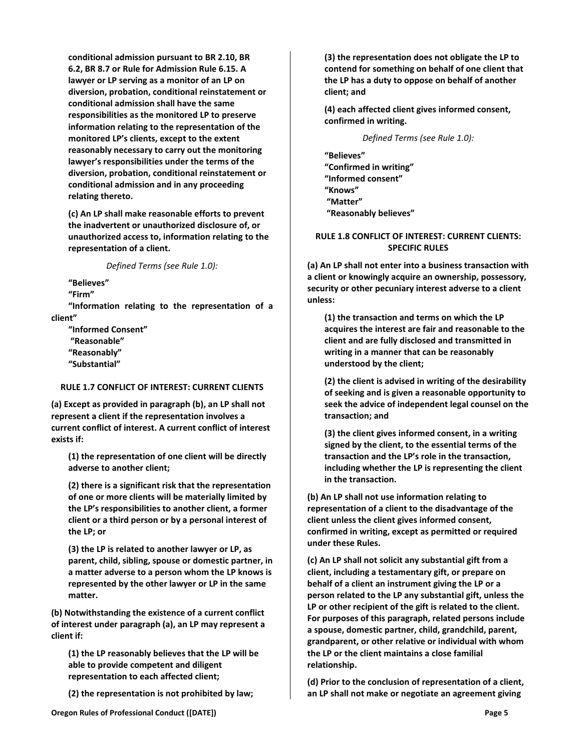**conditional admission pursuant to BR 2.10, BR 6.2, BR 8.7 or Rule for Admission Rule 6.15. A lawyer or LP serving as a monitor of an LP on diversion, probation, conditional reinstatement or conditional admission shall have the same responsibilities as the monitored LP to preserve information relating to the representation of the monitored LP's clients, except to the extent reasonably necessary to carry out the monitoring lawyer's responsibilities under the terms of the diversion, probation, conditional reinstatement or conditional admission and in any proceeding relating thereto.**

**(c) An LP shall make reasonable efforts to prevent the inadvertent or unauthorized disclosure of, or unauthorized access to, information relating to the representation of a client.**

*Defined Terms (see Rule 1.0):*

**"Believes"**
**"Firm"**
**"Information relating to the representation of a client"**
**"Informed Consent"**
**"Reasonable"**
**"Reasonably"**
**"Substantial"**

**RULE 1.7 CONFLICT OF INTEREST: CURRENT CLIENTS**

**(a) Except as provided in paragraph (b), an LP shall not represent a client if the representation involves a current conflict of interest. A current conflict of interest exists if:**

**(1) the representation of one client will be directly adverse to another client;**

**(2) there is a significant risk that the representation of one or more clients will be materially limited by the LP's responsibilities to another client, a former client or a third person or by a personal interest of the LP; or**

**(3) the LP is related to another lawyer or LP, as parent, child, sibling, spouse or domestic partner, in a matter adverse to a person whom the LP knows is represented by the other lawyer or LP in the same matter.**

**(b) Notwithstanding the existence of a current conflict of interest under paragraph (a), an LP may represent a client if:**

**(1) the LP reasonably believes that the LP will be able to provide competent and diligent representation to each affected client;**

**(2) the representation is not prohibited by law;**

**(3) the representation does not obligate the LP to contend for something on behalf of one client that the LP has a duty to oppose on behalf of another client; and**

**(4) each affected client gives informed consent, confirmed in writing.**

*Defined Terms (see Rule 1.0):*

**"Believes"**
**"Confirmed in writing"**
**"Informed consent"**
**"Knows"**
**"Matter"**
**"Reasonably believes"**

**RULE 1.8 CONFLICT OF INTEREST: CURRENT CLIENTS: SPECIFIC RULES**

**(a) An LP shall not enter into a business transaction with a client or knowingly acquire an ownership, possessory, security or other pecuniary interest adverse to a client unless:**

**(1) the transaction and terms on which the LP acquires the interest are fair and reasonable to the client and are fully disclosed and transmitted in writing in a manner that can be reasonably understood by the client;**

**(2) the client is advised in writing of the desirability of seeking and is given a reasonable opportunity to seek the advice of independent legal counsel on the transaction; and**

**(3) the client gives informed consent, in a writing signed by the client, to the essential terms of the transaction and the LP's role in the transaction, including whether the LP is representing the client in the transaction.**

**(b) An LP shall not use information relating to representation of a client to the disadvantage of the client unless the client gives informed consent, confirmed in writing, except as permitted or required under these Rules.**

**(c) An LP shall not solicit any substantial gift from a client, including a testamentary gift, or prepare on behalf of a client an instrument giving the LP or a person related to the LP any substantial gift, unless the LP or other recipient of the gift is related to the client. For purposes of this paragraph, related persons include a spouse, domestic partner, child, grandchild, parent, grandparent, or other relative or individual with whom the LP or the client maintains a close familial relationship.**

**(d) Prior to the conclusion of representation of a client, an LP shall not make or negotiate an agreement giving**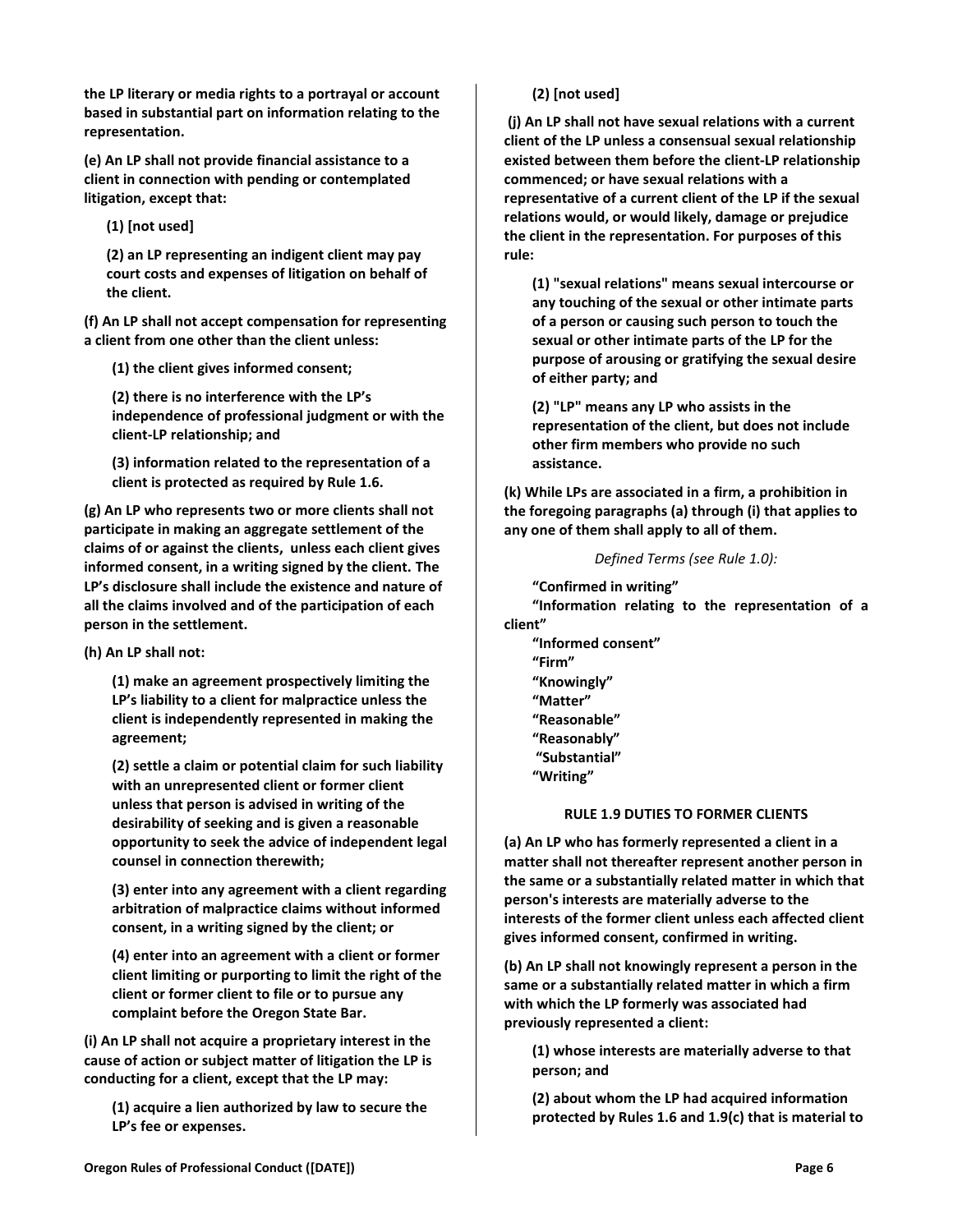**the LP literary or media rights to a portrayal or account based in substantial part on information relating to the representation.**

**(e) An LP shall not provide financial assistance to a client in connection with pending or contemplated litigation, except that:**

**(1) [not used]**

**(2) an LP representing an indigent client may pay court costs and expenses of litigation on behalf of the client.**

**(f) An LP shall not accept compensation for representing a client from one other than the client unless:**

**(1) the client gives informed consent;**

**(2) there is no interference with the LP's independence of professional judgment or with the client-LP relationship; and**

**(3) information related to the representation of a client is protected as required by Rule 1.6.**

**(g) An LP who represents two or more clients shall not participate in making an aggregate settlement of the claims of or against the clients, unless each client gives informed consent, in a writing signed by the client. The LP's disclosure shall include the existence and nature of all the claims involved and of the participation of each person in the settlement.**

**(h) An LP shall not:**

**(1) make an agreement prospectively limiting the LP's liability to a client for malpractice unless the client is independently represented in making the agreement;**

**(2) settle a claim or potential claim for such liability with an unrepresented client or former client unless that person is advised in writing of the desirability of seeking and is given a reasonable opportunity to seek the advice of independent legal counsel in connection therewith;**

**(3) enter into any agreement with a client regarding arbitration of malpractice claims without informed consent, in a writing signed by the client; or**

**(4) enter into an agreement with a client or former client limiting or purporting to limit the right of the client or former client to file or to pursue any complaint before the Oregon State Bar.**

**(i) An LP shall not acquire a proprietary interest in the cause of action or subject matter of litigation the LP is conducting for a client, except that the LP may:**

**(1) acquire a lien authorized by law to secure the LP's fee or expenses.**

**(2) [not used]**

**(j) An LP shall not have sexual relations with a current client of the LP unless a consensual sexual relationship existed between them before the client-LP relationship commenced; or have sexual relations with a representative of a current client of the LP if the sexual relations would, or would likely, damage or prejudice the client in the representation. For purposes of this rule:**

**(1) "sexual relations" means sexual intercourse or any touching of the sexual or other intimate parts of a person or causing such person to touch the sexual or other intimate parts of the LP for the purpose of arousing or gratifying the sexual desire of either party; and**

**(2) "LP" means any LP who assists in the representation of the client, but does not include other firm members who provide no such assistance.**

**(k) While LPs are associated in a firm, a prohibition in the foregoing paragraphs (a) through (i) that applies to any one of them shall apply to all of them.**

*Defined Terms (see Rule 1.0):*

**"Confirmed in writing"**
**"Information relating to the representation of a client"**
**"Informed consent"**
**"Firm"**
**"Knowingly"**
**"Matter"**
**"Reasonable"**
**"Reasonably"**
**"Substantial"**
**"Writing"**

### RULE 1.9 DUTIES TO FORMER CLIENTS

**(a) An LP who has formerly represented a client in a matter shall not thereafter represent another person in the same or a substantially related matter in which that person's interests are materially adverse to the interests of the former client unless each affected client gives informed consent, confirmed in writing.**

**(b) An LP shall not knowingly represent a person in the same or a substantially related matter in which a firm with which the LP formerly was associated had previously represented a client:**

**(1) whose interests are materially adverse to that person; and**

**(2) about whom the LP had acquired information protected by Rules 1.6 and 1.9(c) that is material to**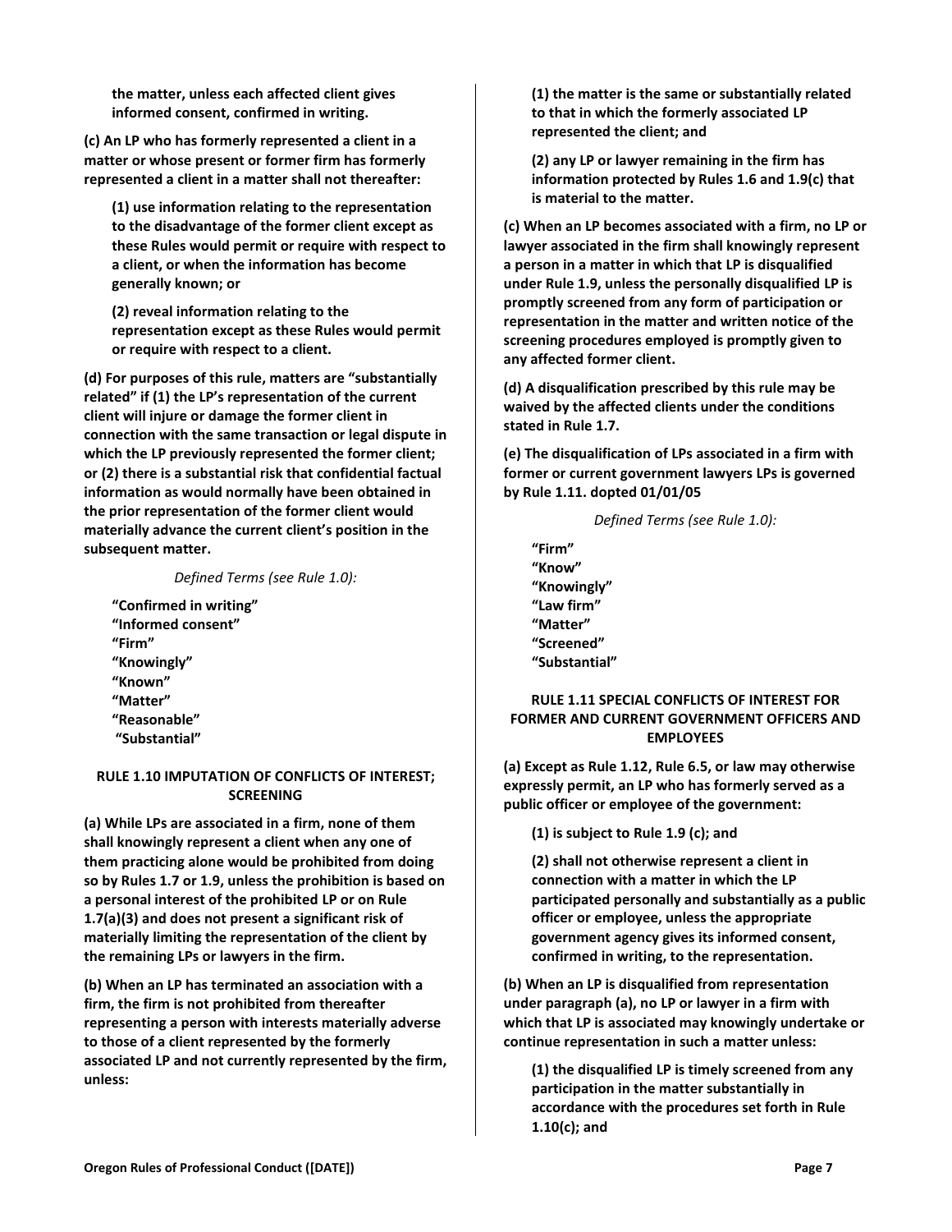**the matter, unless each affected client gives informed consent, confirmed in writing.**

**(c) An LP who has formerly represented a client in a matter or whose present or former firm has formerly represented a client in a matter shall not thereafter:**

**(1) use information relating to the representation to the disadvantage of the former client except as these Rules would permit or require with respect to a client, or when the information has become generally known; or**

**(2) reveal information relating to the representation except as these Rules would permit or require with respect to a client.**

**(d) For purposes of this rule, matters are "substantially related" if (1) the LP's representation of the current client will injure or damage the former client in connection with the same transaction or legal dispute in which the LP previously represented the former client; or (2) there is a substantial risk that confidential factual information as would normally have been obtained in the prior representation of the former client would materially advance the current client's position in the subsequent matter.**

*Defined Terms (see Rule 1.0):*

**"Confirmed in writing"**
**"Informed consent"**
**"Firm"**
**"Knowingly"**
**"Known"**
**"Matter"**
**"Reasonable"**
**"Substantial"**

### RULE 1.10 IMPUTATION OF CONFLICTS OF INTEREST; SCREENING

**(a) While LPs are associated in a firm, none of them shall knowingly represent a client when any one of them practicing alone would be prohibited from doing so by Rules 1.7 or 1.9, unless the prohibition is based on a personal interest of the prohibited LP or on Rule 1.7(a)(3) and does not present a significant risk of materially limiting the representation of the client by the remaining LPs or lawyers in the firm.**

**(b) When an LP has terminated an association with a firm, the firm is not prohibited from thereafter representing a person with interests materially adverse to those of a client represented by the formerly associated LP and not currently represented by the firm, unless:**

**(1) the matter is the same or substantially related to that in which the formerly associated LP represented the client; and**

**(2) any LP or lawyer remaining in the firm has information protected by Rules 1.6 and 1.9(c) that is material to the matter.**

**(c) When an LP becomes associated with a firm, no LP or lawyer associated in the firm shall knowingly represent a person in a matter in which that LP is disqualified under Rule 1.9, unless the personally disqualified LP is promptly screened from any form of participation or representation in the matter and written notice of the screening procedures employed is promptly given to any affected former client.**

**(d) A disqualification prescribed by this rule may be waived by the affected clients under the conditions stated in Rule 1.7.**

**(e) The disqualification of LPs associated in a firm with former or current government lawyers LPs is governed by Rule 1.11. dopted 01/01/05**

*Defined Terms (see Rule 1.0):*

**"Firm"**
**"Know"**
**"Knowingly"**
**"Law firm"**
**"Matter"**
**"Screened"**
**"Substantial"**

### RULE 1.11 SPECIAL CONFLICTS OF INTEREST FOR FORMER AND CURRENT GOVERNMENT OFFICERS AND EMPLOYEES

**(a) Except as Rule 1.12, Rule 6.5, or law may otherwise expressly permit, an LP who has formerly served as a public officer or employee of the government:**

**(1) is subject to Rule 1.9 (c); and**

**(2) shall not otherwise represent a client in connection with a matter in which the LP participated personally and substantially as a public officer or employee, unless the appropriate government agency gives its informed consent, confirmed in writing, to the representation.**

**(b) When an LP is disqualified from representation under paragraph (a), no LP or lawyer in a firm with which that LP is associated may knowingly undertake or continue representation in such a matter unless:**

**(1) the disqualified LP is timely screened from any participation in the matter substantially in accordance with the procedures set forth in Rule 1.10(c); and**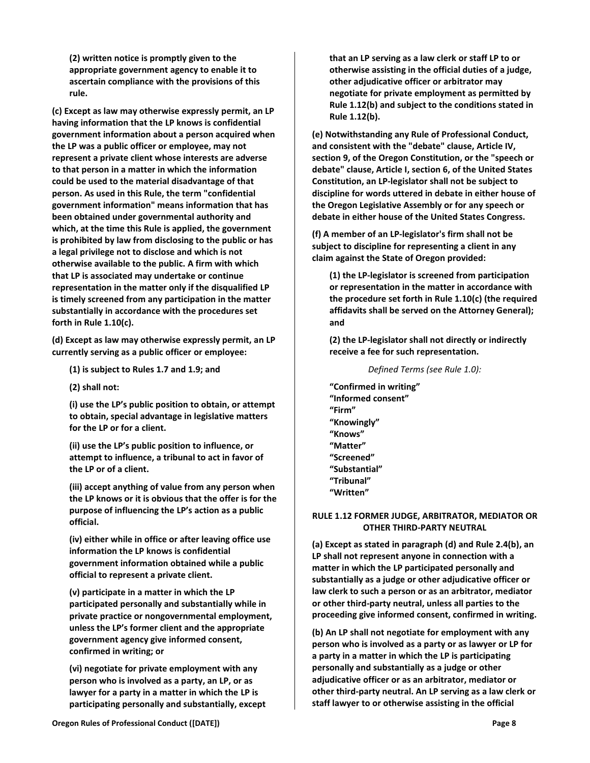**(2) written notice is promptly given to the appropriate government agency to enable it to ascertain compliance with the provisions of this rule.**

**(c) Except as law may otherwise expressly permit, an LP having information that the LP knows is confidential government information about a person acquired when the LP was a public officer or employee, may not represent a private client whose interests are adverse to that person in a matter in which the information could be used to the material disadvantage of that person. As used in this Rule, the term "confidential government information" means information that has been obtained under governmental authority and which, at the time this Rule is applied, the government is prohibited by law from disclosing to the public or has a legal privilege not to disclose and which is not otherwise available to the public. A firm with which that LP is associated may undertake or continue representation in the matter only if the disqualified LP is timely screened from any participation in the matter substantially in accordance with the procedures set forth in Rule 1.10(c).**

**(d) Except as law may otherwise expressly permit, an LP currently serving as a public officer or employee:**

**(1) is subject to Rules 1.7 and 1.9; and**

**(2) shall not:**

**(i) use the LP's public position to obtain, or attempt to obtain, special advantage in legislative matters for the LP or for a client.**

**(ii) use the LP's public position to influence, or attempt to influence, a tribunal to act in favor of the LP or of a client.**

**(iii) accept anything of value from any person when the LP knows or it is obvious that the offer is for the purpose of influencing the LP's action as a public official.**

**(iv) either while in office or after leaving office use information the LP knows is confidential government information obtained while a public official to represent a private client.**

**(v) participate in a matter in which the LP participated personally and substantially while in private practice or nongovernmental employment, unless the LP's former client and the appropriate government agency give informed consent, confirmed in writing; or**

**(vi) negotiate for private employment with any person who is involved as a party, an LP, or as lawyer for a party in a matter in which the LP is participating personally and substantially, except that an LP serving as a law clerk or staff LP to or otherwise assisting in the official duties of a judge, other adjudicative officer or arbitrator may negotiate for private employment as permitted by Rule 1.12(b) and subject to the conditions stated in Rule 1.12(b).**

**(e) Notwithstanding any Rule of Professional Conduct, and consistent with the "debate" clause, Article IV, section 9, of the Oregon Constitution, or the "speech or debate" clause, Article I, section 6, of the United States Constitution, an LP-legislator shall not be subject to discipline for words uttered in debate in either house of the Oregon Legislative Assembly or for any speech or debate in either house of the United States Congress.**

**(f) A member of an LP-legislator's firm shall not be subject to discipline for representing a client in any claim against the State of Oregon provided:**

**(1) the LP-legislator is screened from participation or representation in the matter in accordance with the procedure set forth in Rule 1.10(c) (the required affidavits shall be served on the Attorney General); and**

**(2) the LP-legislator shall not directly or indirectly receive a fee for such representation.**

*Defined Terms (see Rule 1.0):*

**"Confirmed in writing"**
**"Informed consent"**
**"Firm"**
**"Knowingly"**
**"Knows"**
**"Matter"**
**"Screened"**
**"Substantial"**
**"Tribunal"**
**"Written"**

## RULE 1.12 FORMER JUDGE, ARBITRATOR, MEDIATOR OR OTHER THIRD-PARTY NEUTRAL

**(a) Except as stated in paragraph (d) and Rule 2.4(b), an LP shall not represent anyone in connection with a matter in which the LP participated personally and substantially as a judge or other adjudicative officer or law clerk to such a person or as an arbitrator, mediator or other third-party neutral, unless all parties to the proceeding give informed consent, confirmed in writing.**

**(b) An LP shall not negotiate for employment with any person who is involved as a party or as lawyer or LP for a party in a matter in which the LP is participating personally and substantially as a judge or other adjudicative officer or as an arbitrator, mediator or other third-party neutral. An LP serving as a law clerk or staff lawyer to or otherwise assisting in the official**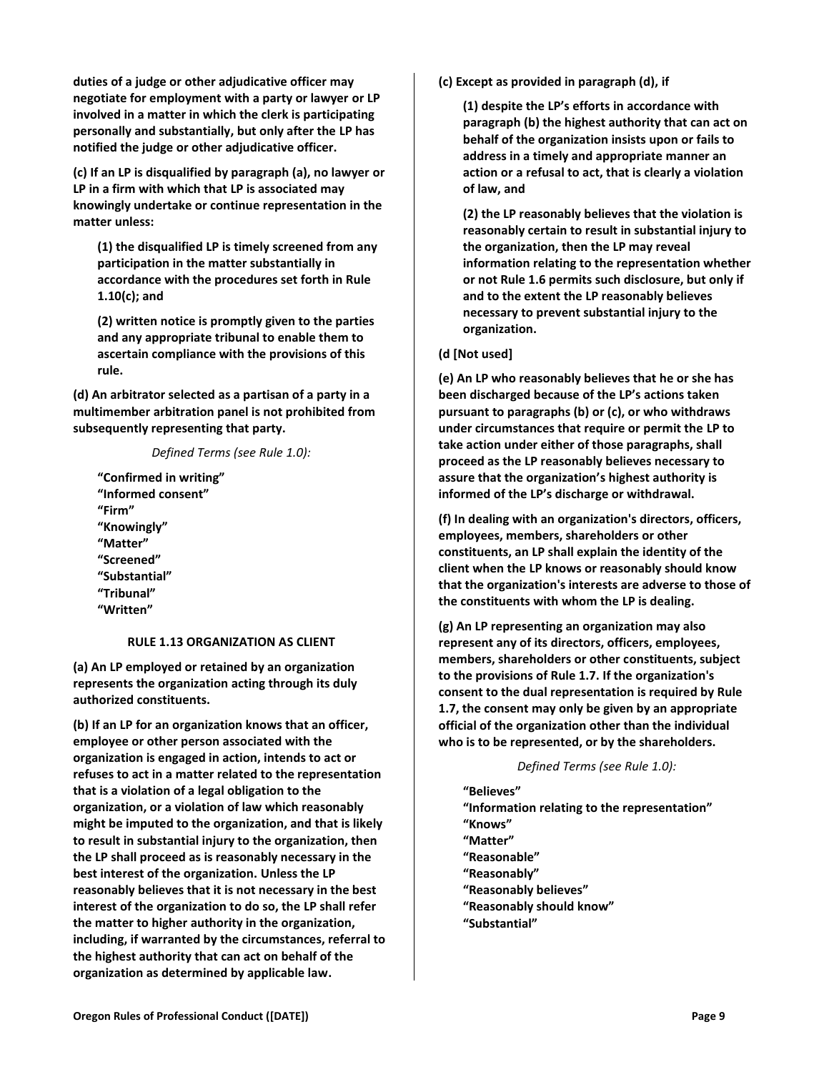**duties of a judge or other adjudicative officer may negotiate for employment with a party or lawyer or LP involved in a matter in which the clerk is participating personally and substantially, but only after the LP has notified the judge or other adjudicative officer.**

**(c) If an LP is disqualified by paragraph (a), no lawyer or LP in a firm with which that LP is associated may knowingly undertake or continue representation in the matter unless:**

> **(1) the disqualified LP is timely screened from any participation in the matter substantially in accordance with the procedures set forth in Rule 1.10(c); and**
>
> **(2) written notice is promptly given to the parties and any appropriate tribunal to enable them to ascertain compliance with the provisions of this rule.**

**(d) An arbitrator selected as a partisan of a party in a multimember arbitration panel is not prohibited from subsequently representing that party.**

*Defined Terms (see Rule 1.0):*

**"Confirmed in writing"**
**"Informed consent"**
**"Firm"**
**"Knowingly"**
**"Matter"**
**"Screened"**
**"Substantial"**
**"Tribunal"**
**"Written"**

## RULE 1.13 ORGANIZATION AS CLIENT

**(a) An LP employed or retained by an organization represents the organization acting through its duly authorized constituents.**

**(b) If an LP for an organization knows that an officer, employee or other person associated with the organization is engaged in action, intends to act or refuses to act in a matter related to the representation that is a violation of a legal obligation to the organization, or a violation of law which reasonably might be imputed to the organization, and that is likely to result in substantial injury to the organization, then the LP shall proceed as is reasonably necessary in the best interest of the organization. Unless the LP reasonably believes that it is not necessary in the best interest of the organization to do so, the LP shall refer the matter to higher authority in the organization, including, if warranted by the circumstances, referral to the highest authority that can act on behalf of the organization as determined by applicable law.**

**(c) Except as provided in paragraph (d), if**

> **(1) despite the LP's efforts in accordance with paragraph (b) the highest authority that can act on behalf of the organization insists upon or fails to address in a timely and appropriate manner an action or a refusal to act, that is clearly a violation of law, and**
>
> **(2) the LP reasonably believes that the violation is reasonably certain to result in substantial injury to the organization, then the LP may reveal information relating to the representation whether or not Rule 1.6 permits such disclosure, but only if and to the extent the LP reasonably believes necessary to prevent substantial injury to the organization.**

**(d [Not used]**

**(e) An LP who reasonably believes that he or she has been discharged because of the LP's actions taken pursuant to paragraphs (b) or (c), or who withdraws under circumstances that require or permit the LP to take action under either of those paragraphs, shall proceed as the LP reasonably believes necessary to assure that the organization's highest authority is informed of the LP's discharge or withdrawal.**

**(f) In dealing with an organization's directors, officers, employees, members, shareholders or other constituents, an LP shall explain the identity of the client when the LP knows or reasonably should know that the organization's interests are adverse to those of the constituents with whom the LP is dealing.**

**(g) An LP representing an organization may also represent any of its directors, officers, employees, members, shareholders or other constituents, subject to the provisions of Rule 1.7. If the organization's consent to the dual representation is required by Rule 1.7, the consent may only be given by an appropriate official of the organization other than the individual who is to be represented, or by the shareholders.**

*Defined Terms (see Rule 1.0):*

**"Believes"**
**"Information relating to the representation"**
**"Knows"**
**"Matter"**
**"Reasonable"**
**"Reasonably"**
**"Reasonably believes"**
**"Reasonably should know"**
**"Substantial"**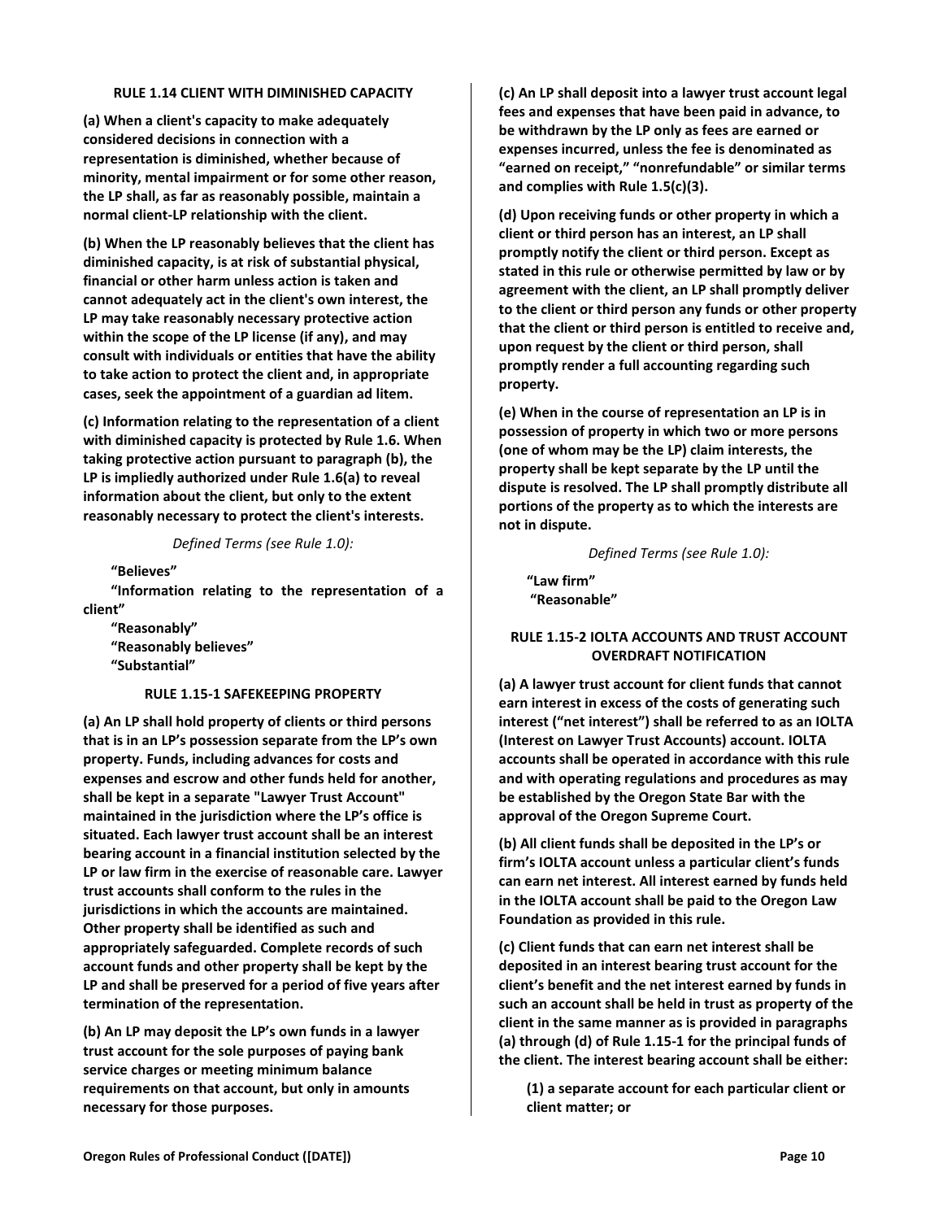### RULE 1.14 CLIENT WITH DIMINISHED CAPACITY

**(a) When a client's capacity to make adequately considered decisions in connection with a representation is diminished, whether because of minority, mental impairment or for some other reason, the LP shall, as far as reasonably possible, maintain a normal client-LP relationship with the client.**

**(b) When the LP reasonably believes that the client has diminished capacity, is at risk of substantial physical, financial or other harm unless action is taken and cannot adequately act in the client's own interest, the LP may take reasonably necessary protective action within the scope of the LP license (if any), and may consult with individuals or entities that have the ability to take action to protect the client and, in appropriate cases, seek the appointment of a guardian ad litem.**

**(c) Information relating to the representation of a client with diminished capacity is protected by Rule 1.6. When taking protective action pursuant to paragraph (b), the LP is impliedly authorized under Rule 1.6(a) to reveal information about the client, but only to the extent reasonably necessary to protect the client's interests.**

*Defined Terms (see Rule 1.0):*

**"Believes"**
**"Information relating to the representation of a client"**
**"Reasonably"**
**"Reasonably believes"**
**"Substantial"**

### RULE 1.15-1 SAFEKEEPING PROPERTY

**(a) An LP shall hold property of clients or third persons that is in an LP's possession separate from the LP's own property. Funds, including advances for costs and expenses and escrow and other funds held for another, shall be kept in a separate "Lawyer Trust Account" maintained in the jurisdiction where the LP's office is situated. Each lawyer trust account shall be an interest bearing account in a financial institution selected by the LP or law firm in the exercise of reasonable care. Lawyer trust accounts shall conform to the rules in the jurisdictions in which the accounts are maintained. Other property shall be identified as such and appropriately safeguarded. Complete records of such account funds and other property shall be kept by the LP and shall be preserved for a period of five years after termination of the representation.**

**(b) An LP may deposit the LP's own funds in a lawyer trust account for the sole purposes of paying bank service charges or meeting minimum balance requirements on that account, but only in amounts necessary for those purposes.**

**(c) An LP shall deposit into a lawyer trust account legal fees and expenses that have been paid in advance, to be withdrawn by the LP only as fees are earned or expenses incurred, unless the fee is denominated as "earned on receipt," "nonrefundable" or similar terms and complies with Rule 1.5(c)(3).**

**(d) Upon receiving funds or other property in which a client or third person has an interest, an LP shall promptly notify the client or third person. Except as stated in this rule or otherwise permitted by law or by agreement with the client, an LP shall promptly deliver to the client or third person any funds or other property that the client or third person is entitled to receive and, upon request by the client or third person, shall promptly render a full accounting regarding such property.**

**(e) When in the course of representation an LP is in possession of property in which two or more persons (one of whom may be the LP) claim interests, the property shall be kept separate by the LP until the dispute is resolved. The LP shall promptly distribute all portions of the property as to which the interests are not in dispute.**

*Defined Terms (see Rule 1.0):*

**"Law firm"**
**"Reasonable"**

### RULE 1.15-2 IOLTA ACCOUNTS AND TRUST ACCOUNT OVERDRAFT NOTIFICATION

**(a) A lawyer trust account for client funds that cannot earn interest in excess of the costs of generating such interest ("net interest") shall be referred to as an IOLTA (Interest on Lawyer Trust Accounts) account. IOLTA accounts shall be operated in accordance with this rule and with operating regulations and procedures as may be established by the Oregon State Bar with the approval of the Oregon Supreme Court.**

**(b) All client funds shall be deposited in the LP's or firm's IOLTA account unless a particular client's funds can earn net interest. All interest earned by funds held in the IOLTA account shall be paid to the Oregon Law Foundation as provided in this rule.**

**(c) Client funds that can earn net interest shall be deposited in an interest bearing trust account for the client's benefit and the net interest earned by funds in such an account shall be held in trust as property of the client in the same manner as is provided in paragraphs (a) through (d) of Rule 1.15-1 for the principal funds of the client. The interest bearing account shall be either:**

**(1) a separate account for each particular client or client matter; or**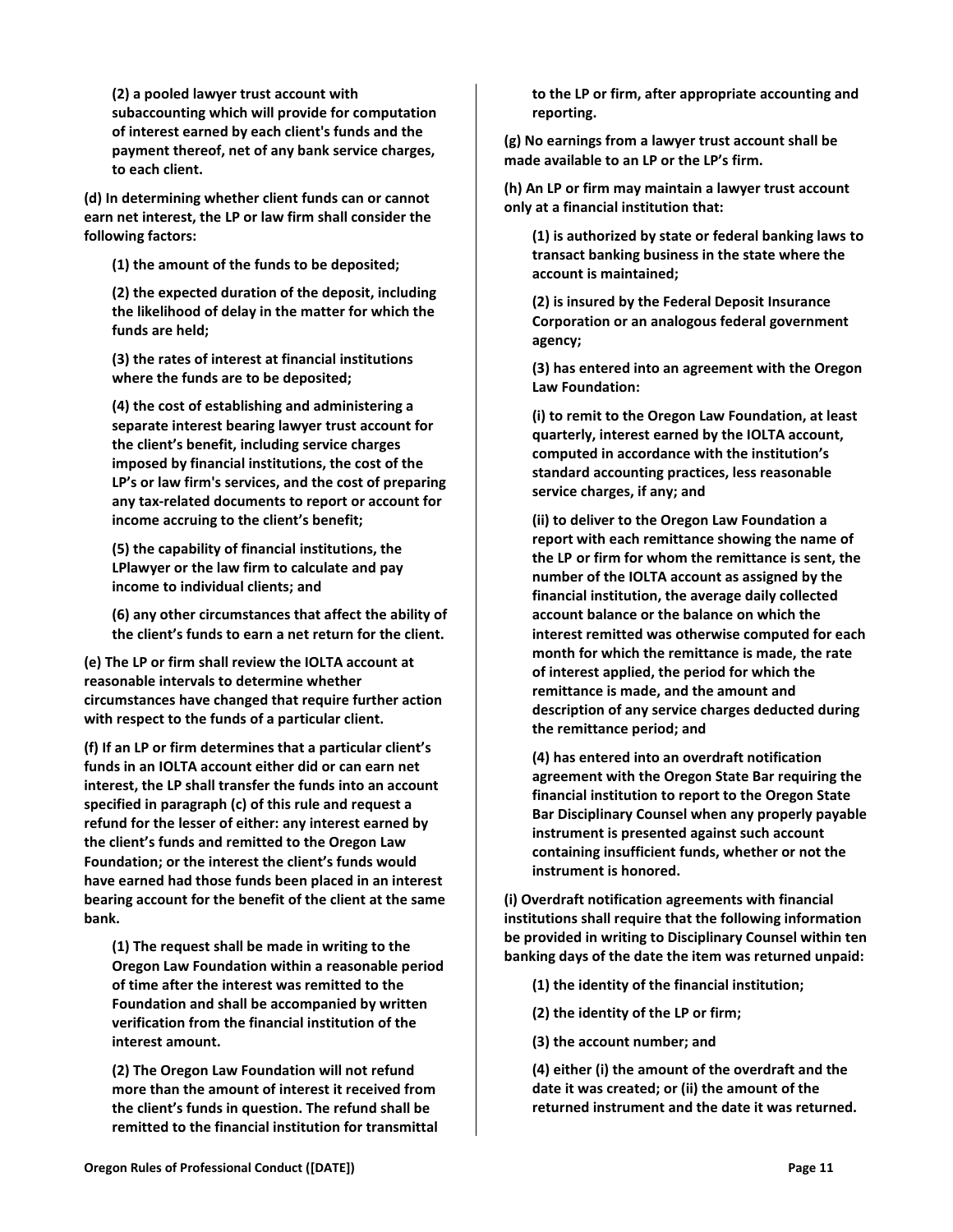**(2) a pooled lawyer trust account with subaccounting which will provide for computation of interest earned by each client's funds and the payment thereof, net of any bank service charges, to each client.**

**(d) In determining whether client funds can or cannot earn net interest, the LP or law firm shall consider the following factors:**

**(1) the amount of the funds to be deposited;**

**(2) the expected duration of the deposit, including the likelihood of delay in the matter for which the funds are held;**

**(3) the rates of interest at financial institutions where the funds are to be deposited;**

**(4) the cost of establishing and administering a separate interest bearing lawyer trust account for the client's benefit, including service charges imposed by financial institutions, the cost of the LP's or law firm's services, and the cost of preparing any tax-related documents to report or account for income accruing to the client's benefit;**

**(5) the capability of financial institutions, the LPlawyer or the law firm to calculate and pay income to individual clients; and**

**(6) any other circumstances that affect the ability of the client's funds to earn a net return for the client.**

**(e) The LP or firm shall review the IOLTA account at reasonable intervals to determine whether circumstances have changed that require further action with respect to the funds of a particular client.**

**(f) If an LP or firm determines that a particular client's funds in an IOLTA account either did or can earn net interest, the LP shall transfer the funds into an account specified in paragraph (c) of this rule and request a refund for the lesser of either: any interest earned by the client's funds and remitted to the Oregon Law Foundation; or the interest the client's funds would have earned had those funds been placed in an interest bearing account for the benefit of the client at the same bank.**

**(1) The request shall be made in writing to the Oregon Law Foundation within a reasonable period of time after the interest was remitted to the Foundation and shall be accompanied by written verification from the financial institution of the interest amount.**

**(2) The Oregon Law Foundation will not refund more than the amount of interest it received from the client's funds in question. The refund shall be remitted to the financial institution for transmittal to the LP or firm, after appropriate accounting and reporting.**

**(g) No earnings from a lawyer trust account shall be made available to an LP or the LP's firm.**

**(h) An LP or firm may maintain a lawyer trust account only at a financial institution that:**

**(1) is authorized by state or federal banking laws to transact banking business in the state where the account is maintained;**

**(2) is insured by the Federal Deposit Insurance Corporation or an analogous federal government agency;**

**(3) has entered into an agreement with the Oregon Law Foundation:**

**(i) to remit to the Oregon Law Foundation, at least quarterly, interest earned by the IOLTA account, computed in accordance with the institution's standard accounting practices, less reasonable service charges, if any; and**

**(ii) to deliver to the Oregon Law Foundation a report with each remittance showing the name of the LP or firm for whom the remittance is sent, the number of the IOLTA account as assigned by the financial institution, the average daily collected account balance or the balance on which the interest remitted was otherwise computed for each month for which the remittance is made, the rate of interest applied, the period for which the remittance is made, and the amount and description of any service charges deducted during the remittance period; and**

**(4) has entered into an overdraft notification agreement with the Oregon State Bar requiring the financial institution to report to the Oregon State Bar Disciplinary Counsel when any properly payable instrument is presented against such account containing insufficient funds, whether or not the instrument is honored.**

**(i) Overdraft notification agreements with financial institutions shall require that the following information be provided in writing to Disciplinary Counsel within ten banking days of the date the item was returned unpaid:**

**(1) the identity of the financial institution;**

**(2) the identity of the LP or firm;**

**(3) the account number; and**

**(4) either (i) the amount of the overdraft and the date it was created; or (ii) the amount of the returned instrument and the date it was returned.**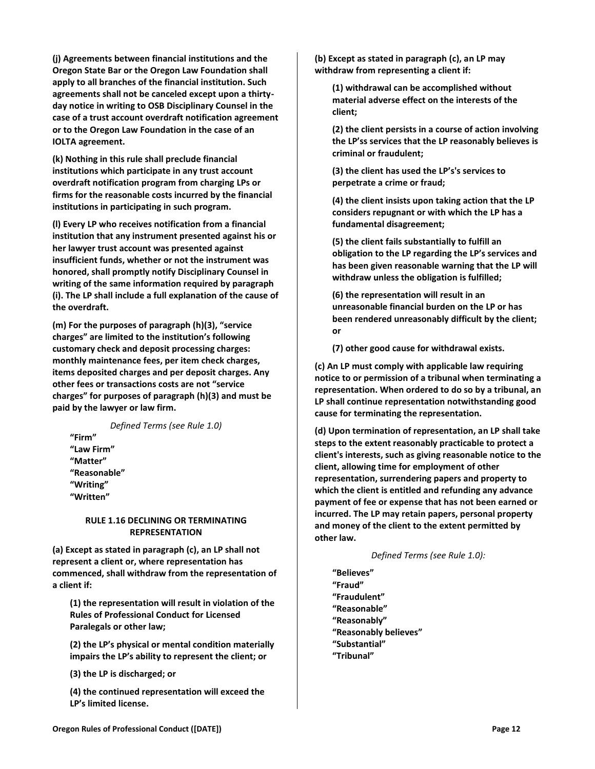**(j) Agreements between financial institutions and the Oregon State Bar or the Oregon Law Foundation shall apply to all branches of the financial institution. Such agreements shall not be canceled except upon a thirty-day notice in writing to OSB Disciplinary Counsel in the case of a trust account overdraft notification agreement or to the Oregon Law Foundation in the case of an IOLTA agreement.**

**(k) Nothing in this rule shall preclude financial institutions which participate in any trust account overdraft notification program from charging LPs or firms for the reasonable costs incurred by the financial institutions in participating in such program.**

**(l) Every LP who receives notification from a financial institution that any instrument presented against his or her lawyer trust account was presented against insufficient funds, whether or not the instrument was honored, shall promptly notify Disciplinary Counsel in writing of the same information required by paragraph (i). The LP shall include a full explanation of the cause of the overdraft.**

**(m) For the purposes of paragraph (h)(3), "service charges" are limited to the institution's following customary check and deposit processing charges: monthly maintenance fees, per item check charges, items deposited charges and per deposit charges. Any other fees or transactions costs are not "service charges" for purposes of paragraph (h)(3) and must be paid by the lawyer or law firm.**

*Defined Terms (see Rule 1.0)*

**"Firm"**
**"Law Firm"**
**"Matter"**
**"Reasonable"**
**"Writing"**
**"Written"**

### RULE 1.16 DECLINING OR TERMINATING REPRESENTATION

**(a) Except as stated in paragraph (c), an LP shall not represent a client or, where representation has commenced, shall withdraw from the representation of a client if:**

**(1) the representation will result in violation of the Rules of Professional Conduct for Licensed Paralegals or other law;**

**(2) the LP's physical or mental condition materially impairs the LP's ability to represent the client; or**

**(3) the LP is discharged; or**

**(4) the continued representation will exceed the LP's limited license.**

**(b) Except as stated in paragraph (c), an LP may withdraw from representing a client if:**

**(1) withdrawal can be accomplished without material adverse effect on the interests of the client;**

**(2) the client persists in a course of action involving the LP'ss services that the LP reasonably believes is criminal or fraudulent;**

**(3) the client has used the LP's's services to perpetrate a crime or fraud;**

**(4) the client insists upon taking action that the LP considers repugnant or with which the LP has a fundamental disagreement;**

**(5) the client fails substantially to fulfill an obligation to the LP regarding the LP's services and has been given reasonable warning that the LP will withdraw unless the obligation is fulfilled;**

**(6) the representation will result in an unreasonable financial burden on the LP or has been rendered unreasonably difficult by the client; or**

**(7) other good cause for withdrawal exists.**

**(c) An LP must comply with applicable law requiring notice to or permission of a tribunal when terminating a representation. When ordered to do so by a tribunal, an LP shall continue representation notwithstanding good cause for terminating the representation.**

**(d) Upon termination of representation, an LP shall take steps to the extent reasonably practicable to protect a client's interests, such as giving reasonable notice to the client, allowing time for employment of other representation, surrendering papers and property to which the client is entitled and refunding any advance payment of fee or expense that has not been earned or incurred. The LP may retain papers, personal property and money of the client to the extent permitted by other law.**

*Defined Terms (see Rule 1.0):*

**"Believes"**
**"Fraud"**
**"Fraudulent"**
**"Reasonable"**
**"Reasonably"**
**"Reasonably believes"**
**"Substantial"**
**"Tribunal"**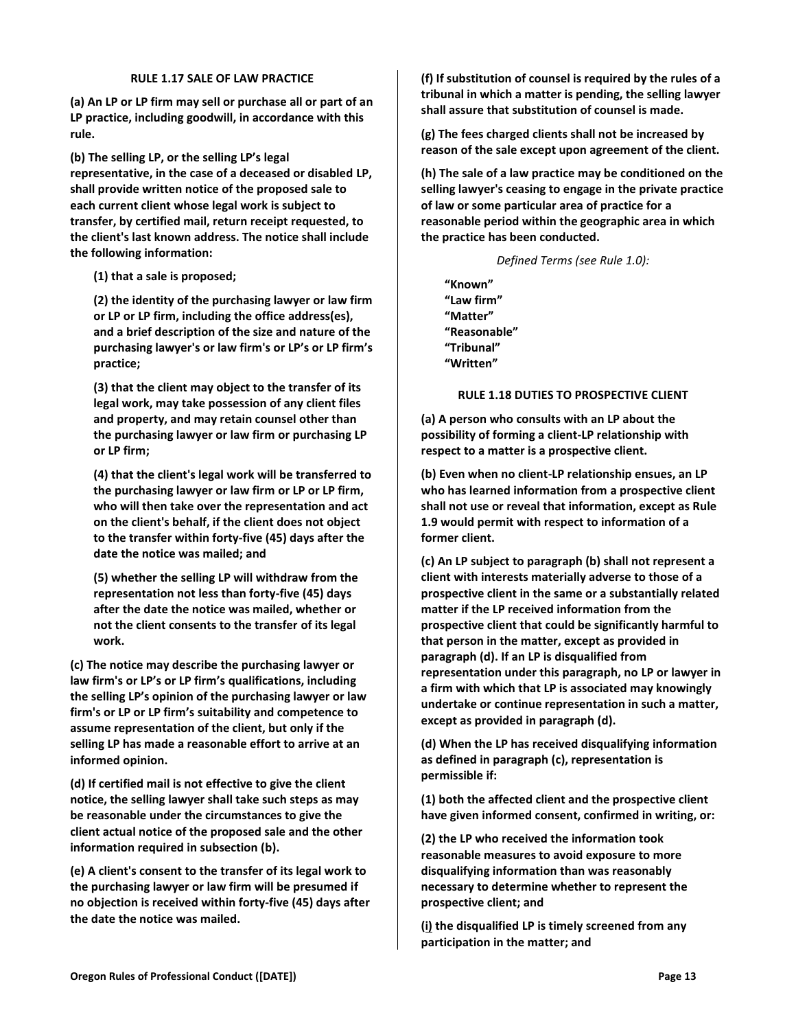### RULE 1.17 SALE OF LAW PRACTICE

**(a) An LP or LP firm may sell or purchase all or part of an LP practice, including goodwill, in accordance with this rule.**

**(b) The selling LP, or the selling LP's legal representative, in the case of a deceased or disabled LP, shall provide written notice of the proposed sale to each current client whose legal work is subject to transfer, by certified mail, return receipt requested, to the client's last known address. The notice shall include the following information:**

**(1) that a sale is proposed;**

**(2) the identity of the purchasing lawyer or law firm or LP or LP firm, including the office address(es), and a brief description of the size and nature of the purchasing lawyer's or law firm's or LP's or LP firm's practice;**

**(3) that the client may object to the transfer of its legal work, may take possession of any client files and property, and may retain counsel other than the purchasing lawyer or law firm or purchasing LP or LP firm;**

**(4) that the client's legal work will be transferred to the purchasing lawyer or law firm or LP or LP firm, who will then take over the representation and act on the client's behalf, if the client does not object to the transfer within forty-five (45) days after the date the notice was mailed; and**

**(5) whether the selling LP will withdraw from the representation not less than forty-five (45) days after the date the notice was mailed, whether or not the client consents to the transfer of its legal work.**

**(c) The notice may describe the purchasing lawyer or law firm's or LP's or LP firm's qualifications, including the selling LP's opinion of the purchasing lawyer or law firm's or LP or LP firm's suitability and competence to assume representation of the client, but only if the selling LP has made a reasonable effort to arrive at an informed opinion.**

**(d) If certified mail is not effective to give the client notice, the selling lawyer shall take such steps as may be reasonable under the circumstances to give the client actual notice of the proposed sale and the other information required in subsection (b).**

**(e) A client's consent to the transfer of its legal work to the purchasing lawyer or law firm will be presumed if no objection is received within forty-five (45) days after the date the notice was mailed.**

**(f) If substitution of counsel is required by the rules of a tribunal in which a matter is pending, the selling lawyer shall assure that substitution of counsel is made.**

**(g) The fees charged clients shall not be increased by reason of the sale except upon agreement of the client.**

**(h) The sale of a law practice may be conditioned on the selling lawyer's ceasing to engage in the private practice of law or some particular area of practice for a reasonable period within the geographic area in which the practice has been conducted.**

*Defined Terms (see Rule 1.0):*

**"Known"**
**"Law firm"**
**"Matter"**
**"Reasonable"**
**"Tribunal"**
**"Written"**

### RULE 1.18 DUTIES TO PROSPECTIVE CLIENT

**(a) A person who consults with an LP about the possibility of forming a client-LP relationship with respect to a matter is a prospective client.**

**(b) Even when no client-LP relationship ensues, an LP who has learned information from a prospective client shall not use or reveal that information, except as Rule 1.9 would permit with respect to information of a former client.**

**(c) An LP subject to paragraph (b) shall not represent a client with interests materially adverse to those of a prospective client in the same or a substantially related matter if the LP received information from the prospective client that could be significantly harmful to that person in the matter, except as provided in paragraph (d). If an LP is disqualified from representation under this paragraph, no LP or lawyer in a firm with which that LP is associated may knowingly undertake or continue representation in such a matter, except as provided in paragraph (d).**

**(d) When the LP has received disqualifying information as defined in paragraph (c), representation is permissible if:**

**(1) both the affected client and the prospective client have given informed consent, confirmed in writing, or:**

**(2) the LP who received the information took reasonable measures to avoid exposure to more disqualifying information than was reasonably necessary to determine whether to represent the prospective client; and**

**(i) the disqualified LP is timely screened from any participation in the matter; and**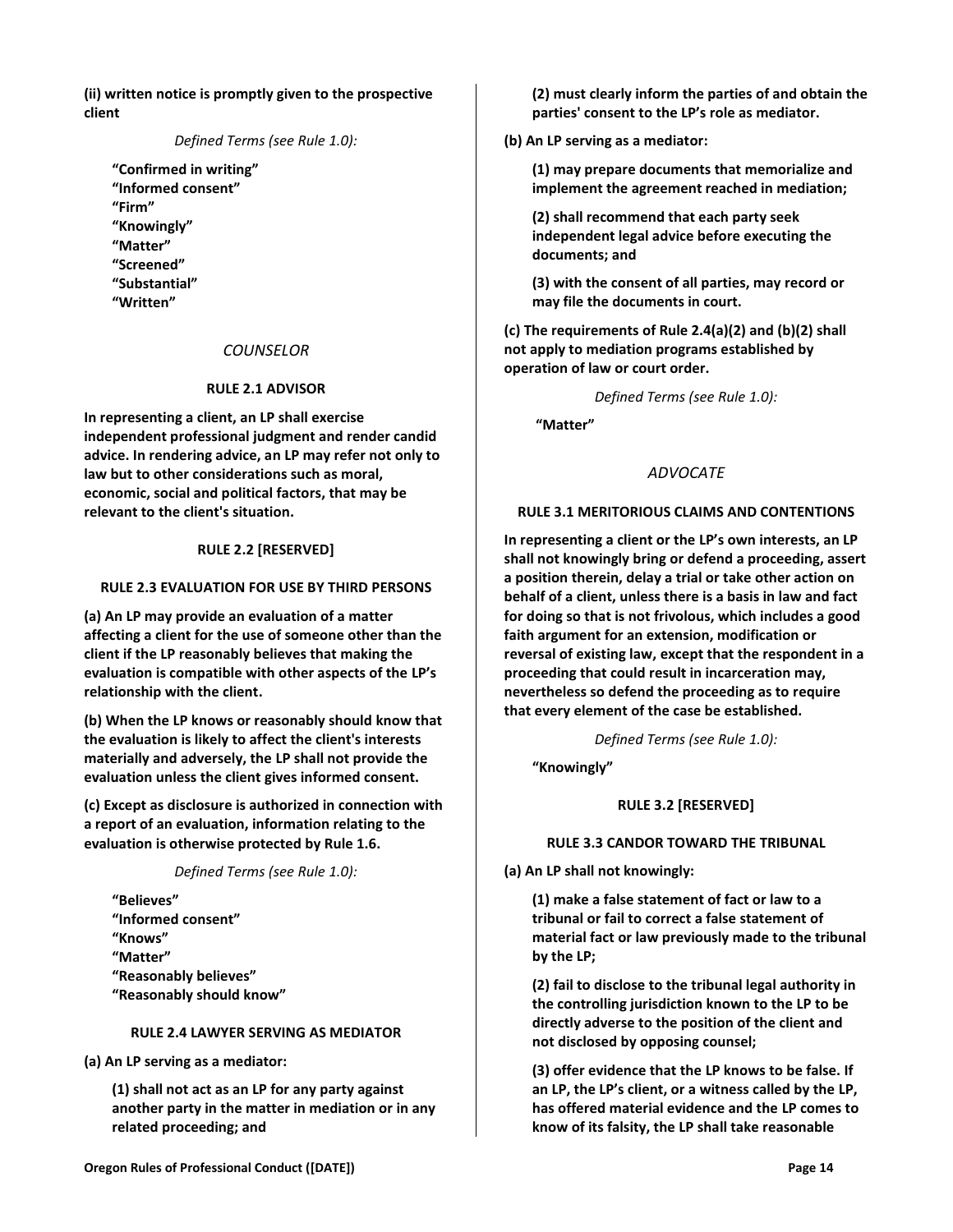**(ii) written notice is promptly given to the prospective client**

*Defined Terms (see Rule 1.0):*

**"Confirmed in writing"**
**"Informed consent"**
**"Firm"**
**"Knowingly"**
**"Matter"**
**"Screened"**
**"Substantial"**
**"Written"**

## *COUNSELOR*

### RULE 2.1 ADVISOR

**In representing a client, an LP shall exercise independent professional judgment and render candid advice. In rendering advice, an LP may refer not only to law but to other considerations such as moral, economic, social and political factors, that may be relevant to the client's situation.**

### RULE 2.2 [RESERVED]

### RULE 2.3 EVALUATION FOR USE BY THIRD PERSONS

**(a) An LP may provide an evaluation of a matter affecting a client for the use of someone other than the client if the LP reasonably believes that making the evaluation is compatible with other aspects of the LP's relationship with the client.**

**(b) When the LP knows or reasonably should know that the evaluation is likely to affect the client's interests materially and adversely, the LP shall not provide the evaluation unless the client gives informed consent.**

**(c) Except as disclosure is authorized in connection with a report of an evaluation, information relating to the evaluation is otherwise protected by Rule 1.6.**

*Defined Terms (see Rule 1.0):*

**"Believes"**
**"Informed consent"**
**"Knows"**
**"Matter"**
**"Reasonably believes"**
**"Reasonably should know"**

### RULE 2.4 LAWYER SERVING AS MEDIATOR

**(a) An LP serving as a mediator:**

**(1) shall not act as an LP for any party against another party in the matter in mediation or in any related proceeding; and**

**(2) must clearly inform the parties of and obtain the parties' consent to the LP's role as mediator.**

**(b) An LP serving as a mediator:**

**(1) may prepare documents that memorialize and implement the agreement reached in mediation;**

**(2) shall recommend that each party seek independent legal advice before executing the documents; and**

**(3) with the consent of all parties, may record or may file the documents in court.**

**(c) The requirements of Rule 2.4(a)(2) and (b)(2) shall not apply to mediation programs established by operation of law or court order.**

*Defined Terms (see Rule 1.0):*

**"Matter"**

## *ADVOCATE*

### RULE 3.1 MERITORIOUS CLAIMS AND CONTENTIONS

**In representing a client or the LP's own interests, an LP shall not knowingly bring or defend a proceeding, assert a position therein, delay a trial or take other action on behalf of a client, unless there is a basis in law and fact for doing so that is not frivolous, which includes a good faith argument for an extension, modification or reversal of existing law, except that the respondent in a proceeding that could result in incarceration may, nevertheless so defend the proceeding as to require that every element of the case be established.**

*Defined Terms (see Rule 1.0):*

**"Knowingly"**

### RULE 3.2 [RESERVED]

### RULE 3.3 CANDOR TOWARD THE TRIBUNAL

**(a) An LP shall not knowingly:**

**(1) make a false statement of fact or law to a tribunal or fail to correct a false statement of material fact or law previously made to the tribunal by the LP;**

**(2) fail to disclose to the tribunal legal authority in the controlling jurisdiction known to the LP to be directly adverse to the position of the client and not disclosed by opposing counsel;**

**(3) offer evidence that the LP knows to be false. If an LP, the LP's client, or a witness called by the LP, has offered material evidence and the LP comes to know of its falsity, the LP shall take reasonable**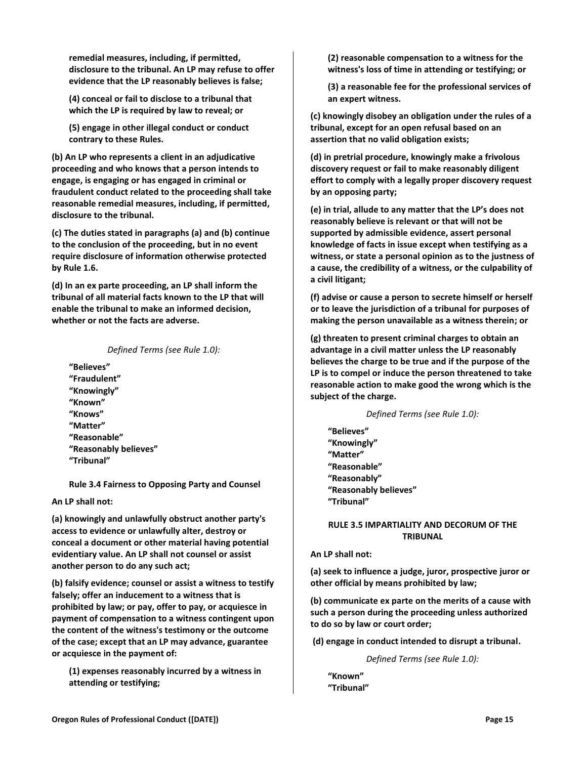**remedial measures, including, if permitted, disclosure to the tribunal. An LP may refuse to offer evidence that the LP reasonably believes is false;**

**(4) conceal or fail to disclose to a tribunal that which the LP is required by law to reveal; or**

**(5) engage in other illegal conduct or conduct contrary to these Rules.**

**(b) An LP who represents a client in an adjudicative proceeding and who knows that a person intends to engage, is engaging or has engaged in criminal or fraudulent conduct related to the proceeding shall take reasonable remedial measures, including, if permitted, disclosure to the tribunal.**

**(c) The duties stated in paragraphs (a) and (b) continue to the conclusion of the proceeding, but in no event require disclosure of information otherwise protected by Rule 1.6.**

**(d) In an ex parte proceeding, an LP shall inform the tribunal of all material facts known to the LP that will enable the tribunal to make an informed decision, whether or not the facts are adverse.**

*Defined Terms (see Rule 1.0):*

**"Believes"**
**"Fraudulent"**
**"Knowingly"**
**"Known"**
**"Knows"**
**"Matter"**
**"Reasonable"**
**"Reasonably believes"**
**"Tribunal"**

### Rule 3.4 Fairness to Opposing Party and Counsel

**An LP shall not:**

**(a) knowingly and unlawfully obstruct another party's access to evidence or unlawfully alter, destroy or conceal a document or other material having potential evidentiary value. An LP shall not counsel or assist another person to do any such act;**

**(b) falsify evidence; counsel or assist a witness to testify falsely; offer an inducement to a witness that is prohibited by law; or pay, offer to pay, or acquiesce in payment of compensation to a witness contingent upon the content of the witness's testimony or the outcome of the case; except that an LP may advance, guarantee or acquiesce in the payment of:**

**(1) expenses reasonably incurred by a witness in attending or testifying;**

**(2) reasonable compensation to a witness for the witness's loss of time in attending or testifying; or**

**(3) a reasonable fee for the professional services of an expert witness.**

**(c) knowingly disobey an obligation under the rules of a tribunal, except for an open refusal based on an assertion that no valid obligation exists;**

**(d) in pretrial procedure, knowingly make a frivolous discovery request or fail to make reasonably diligent effort to comply with a legally proper discovery request by an opposing party;**

**(e) in trial, allude to any matter that the LP's does not reasonably believe is relevant or that will not be supported by admissible evidence, assert personal knowledge of facts in issue except when testifying as a witness, or state a personal opinion as to the justness of a cause, the credibility of a witness, or the culpability of a civil litigant;**

**(f) advise or cause a person to secrete himself or herself or to leave the jurisdiction of a tribunal for purposes of making the person unavailable as a witness therein; or**

**(g) threaten to present criminal charges to obtain an advantage in a civil matter unless the LP reasonably believes the charge to be true and if the purpose of the LP is to compel or induce the person threatened to take reasonable action to make good the wrong which is the subject of the charge.**

*Defined Terms (see Rule 1.0):*

**"Believes"**
**"Knowingly"**
**"Matter"**
**"Reasonable"**
**"Reasonably"**
**"Reasonably believes"**
**"Tribunal"**

### RULE 3.5 IMPARTIALITY AND DECORUM OF THE TRIBUNAL

**An LP shall not:**

**(a) seek to influence a judge, juror, prospective juror or other official by means prohibited by law;**

**(b) communicate ex parte on the merits of a cause with such a person during the proceeding unless authorized to do so by law or court order;**

**(d) engage in conduct intended to disrupt a tribunal.**

*Defined Terms (see Rule 1.0):*

**"Known"**
**"Tribunal"**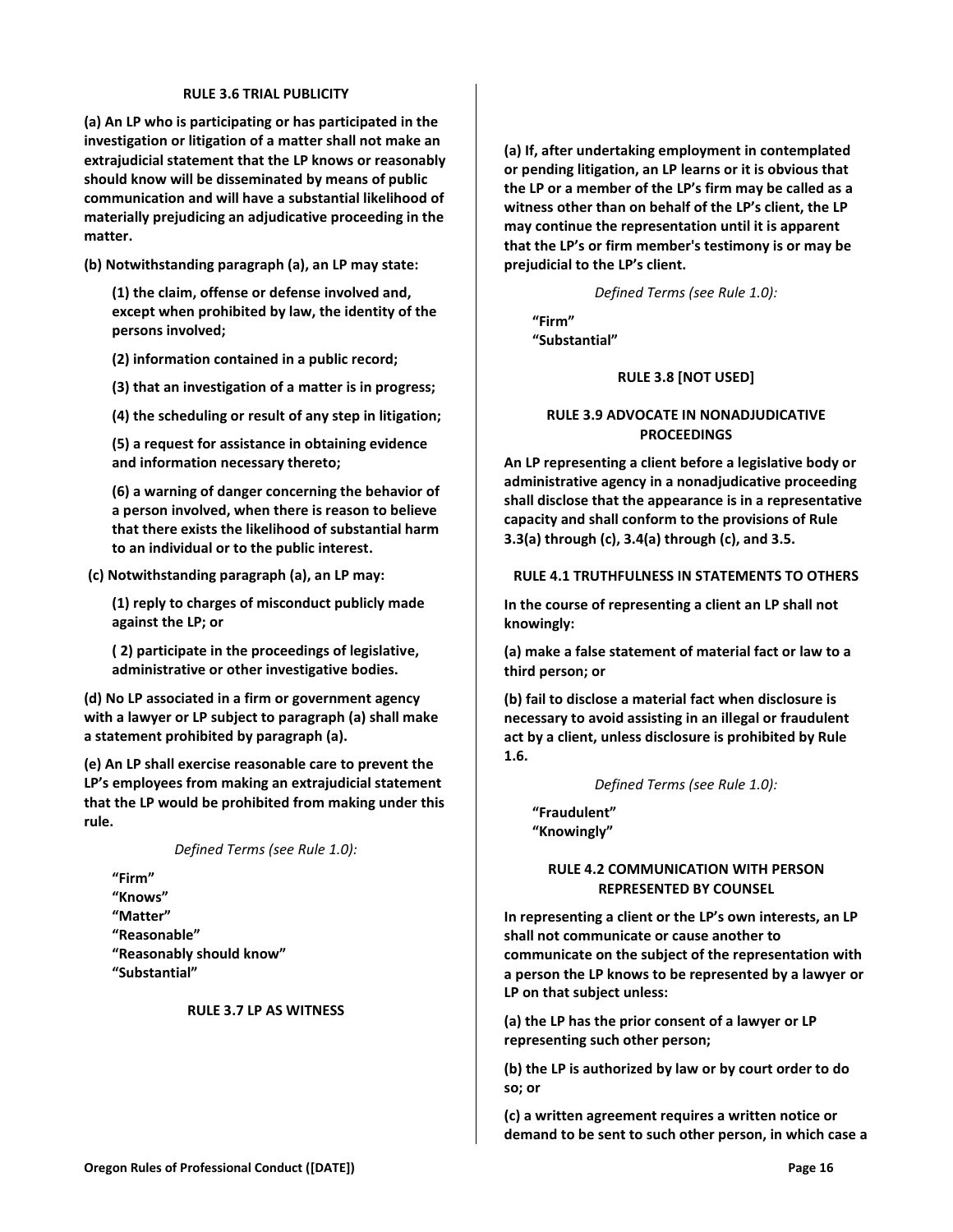### RULE 3.6 TRIAL PUBLICITY

**(a) An LP who is participating or has participated in the investigation or litigation of a matter shall not make an extrajudicial statement that the LP knows or reasonably should know will be disseminated by means of public communication and will have a substantial likelihood of materially prejudicing an adjudicative proceeding in the matter.**

**(b) Notwithstanding paragraph (a), an LP may state:**

**(1) the claim, offense or defense involved and, except when prohibited by law, the identity of the persons involved;**

**(2) information contained in a public record;**

**(3) that an investigation of a matter is in progress;**

**(4) the scheduling or result of any step in litigation;**

**(5) a request for assistance in obtaining evidence and information necessary thereto;**

**(6) a warning of danger concerning the behavior of a person involved, when there is reason to believe that there exists the likelihood of substantial harm to an individual or to the public interest.**

**(c) Notwithstanding paragraph (a), an LP may:**

**(1) reply to charges of misconduct publicly made against the LP; or**

**( 2) participate in the proceedings of legislative, administrative or other investigative bodies.**

**(d) No LP associated in a firm or government agency with a lawyer or LP subject to paragraph (a) shall make a statement prohibited by paragraph (a).**

**(e) An LP shall exercise reasonable care to prevent the LP's employees from making an extrajudicial statement that the LP would be prohibited from making under this rule.**

*Defined Terms (see Rule 1.0):*

**"Firm"**
**"Knows"**
**"Matter"**
**"Reasonable"**
**"Reasonably should know"**
**"Substantial"**

### RULE 3.7 LP AS WITNESS

**(a) If, after undertaking employment in contemplated or pending litigation, an LP learns or it is obvious that the LP or a member of the LP's firm may be called as a witness other than on behalf of the LP's client, the LP may continue the representation until it is apparent that the LP's or firm member's testimony is or may be prejudicial to the LP's client.**

*Defined Terms (see Rule 1.0):*

**"Firm"**
**"Substantial"**

### RULE 3.8 [NOT USED]

### RULE 3.9 ADVOCATE IN NONADJUDICATIVE PROCEEDINGS

**An LP representing a client before a legislative body or administrative agency in a nonadjudicative proceeding shall disclose that the appearance is in a representative capacity and shall conform to the provisions of Rule 3.3(a) through (c), 3.4(a) through (c), and 3.5.**

### RULE 4.1 TRUTHFULNESS IN STATEMENTS TO OTHERS

**In the course of representing a client an LP shall not knowingly:**

**(a) make a false statement of material fact or law to a third person; or**

**(b) fail to disclose a material fact when disclosure is necessary to avoid assisting in an illegal or fraudulent act by a client, unless disclosure is prohibited by Rule 1.6.**

*Defined Terms (see Rule 1.0):*

**"Fraudulent"**
**"Knowingly"**

### RULE 4.2 COMMUNICATION WITH PERSON REPRESENTED BY COUNSEL

**In representing a client or the LP's own interests, an LP shall not communicate or cause another to communicate on the subject of the representation with a person the LP knows to be represented by a lawyer or LP on that subject unless:**

**(a) the LP has the prior consent of a lawyer or LP representing such other person;**

**(b) the LP is authorized by law or by court order to do so; or**

**(c) a written agreement requires a written notice or demand to be sent to such other person, in which case a**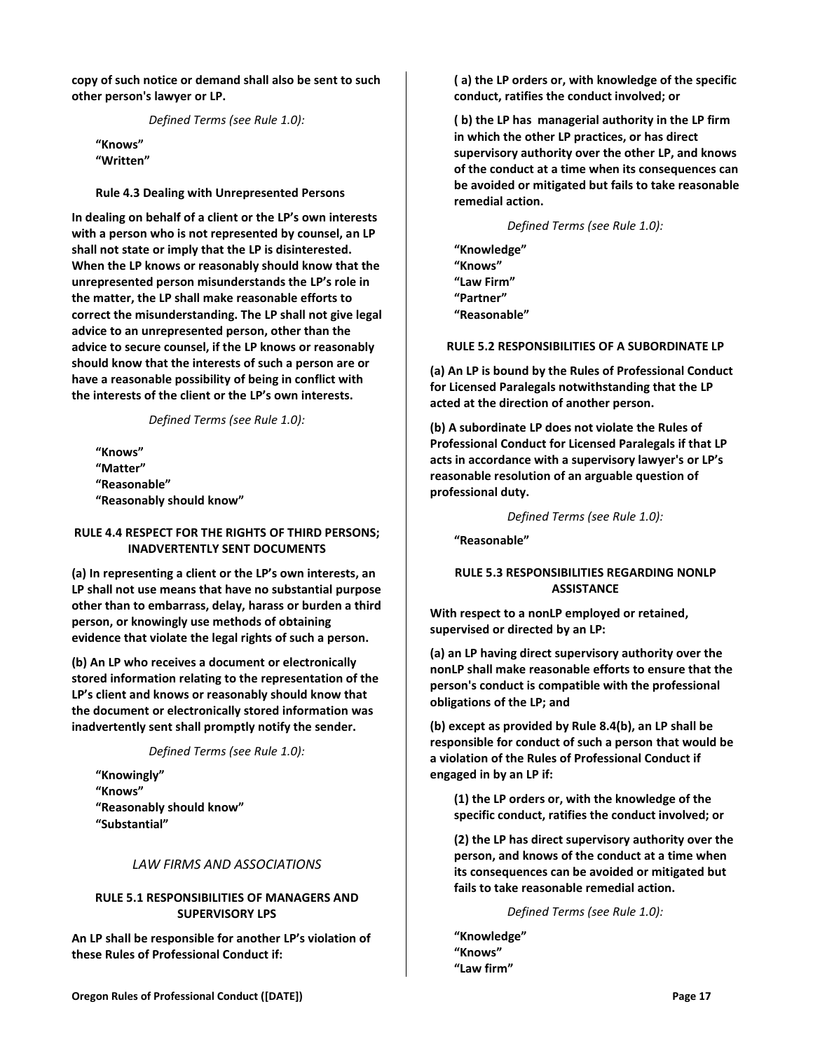**copy of such notice or demand shall also be sent to such other person's lawyer or LP.**

*Defined Terms (see Rule 1.0):*

**"Knows"**
**"Written"**

**Rule 4.3 Dealing with Unrepresented Persons**

**In dealing on behalf of a client or the LP's own interests with a person who is not represented by counsel, an LP shall not state or imply that the LP is disinterested. When the LP knows or reasonably should know that the unrepresented person misunderstands the LP's role in the matter, the LP shall make reasonable efforts to correct the misunderstanding. The LP shall not give legal advice to an unrepresented person, other than the advice to secure counsel, if the LP knows or reasonably should know that the interests of such a person are or have a reasonable possibility of being in conflict with the interests of the client or the LP's own interests.**

*Defined Terms (see Rule 1.0):*

**"Knows"**
**"Matter"**
**"Reasonable"**
**"Reasonably should know"**

**RULE 4.4 RESPECT FOR THE RIGHTS OF THIRD PERSONS; INADVERTENTLY SENT DOCUMENTS**

**(a) In representing a client or the LP's own interests, an LP shall not use means that have no substantial purpose other than to embarrass, delay, harass or burden a third person, or knowingly use methods of obtaining evidence that violate the legal rights of such a person.**

**(b) An LP who receives a document or electronically stored information relating to the representation of the LP's client and knows or reasonably should know that the document or electronically stored information was inadvertently sent shall promptly notify the sender.**

*Defined Terms (see Rule 1.0):*

**"Knowingly"**
**"Knows"**
**"Reasonably should know"**
**"Substantial"**

*LAW FIRMS AND ASSOCIATIONS*

**RULE 5.1 RESPONSIBILITIES OF MANAGERS AND SUPERVISORY LPS**

**An LP shall be responsible for another LP's violation of these Rules of Professional Conduct if:**

**( a) the LP orders or, with knowledge of the specific conduct, ratifies the conduct involved; or**

**( b) the LP has managerial authority in the LP firm in which the other LP practices, or has direct supervisory authority over the other LP, and knows of the conduct at a time when its consequences can be avoided or mitigated but fails to take reasonable remedial action.**

*Defined Terms (see Rule 1.0):*

**"Knowledge"**
**"Knows"**
**"Law Firm"**
**"Partner"**
**"Reasonable"**

**RULE 5.2 RESPONSIBILITIES OF A SUBORDINATE LP**

**(a) An LP is bound by the Rules of Professional Conduct for Licensed Paralegals notwithstanding that the LP acted at the direction of another person.**

**(b) A subordinate LP does not violate the Rules of Professional Conduct for Licensed Paralegals if that LP acts in accordance with a supervisory lawyer's or LP's reasonable resolution of an arguable question of professional duty.**

*Defined Terms (see Rule 1.0):*

**"Reasonable"**

**RULE 5.3 RESPONSIBILITIES REGARDING NONLP ASSISTANCE**

**With respect to a nonLP employed or retained, supervised or directed by an LP:**

**(a) an LP having direct supervisory authority over the nonLP shall make reasonable efforts to ensure that the person's conduct is compatible with the professional obligations of the LP; and**

**(b) except as provided by Rule 8.4(b), an LP shall be responsible for conduct of such a person that would be a violation of the Rules of Professional Conduct if engaged in by an LP if:**

**(1) the LP orders or, with the knowledge of the specific conduct, ratifies the conduct involved; or**

**(2) the LP has direct supervisory authority over the person, and knows of the conduct at a time when its consequences can be avoided or mitigated but fails to take reasonable remedial action.**

*Defined Terms (see Rule 1.0):*

**"Knowledge"**
**"Knows"**
**"Law firm"**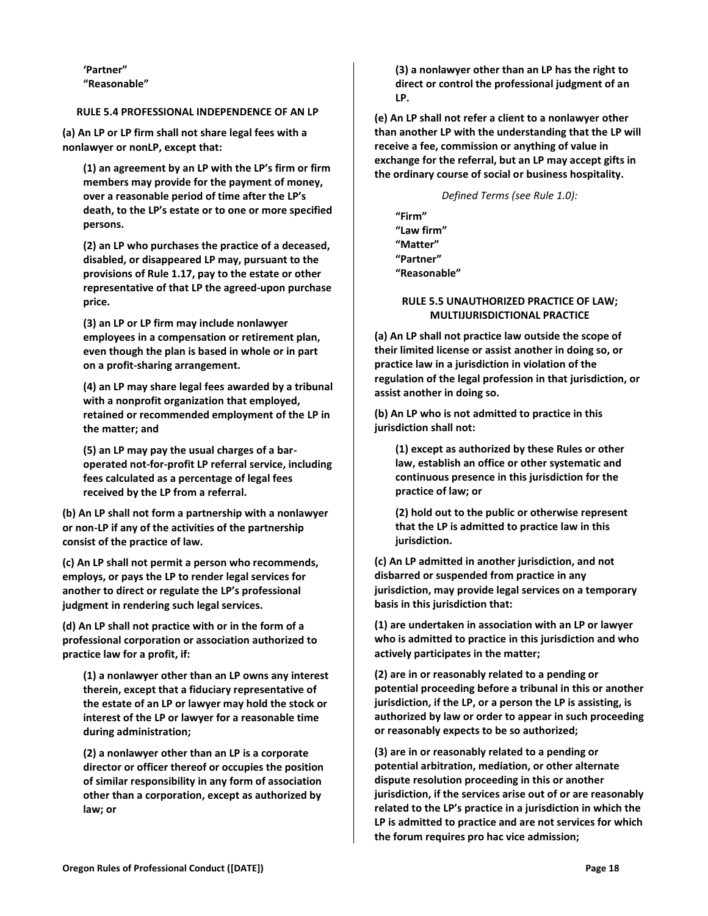'Partner"
"Reasonable"

**RULE 5.4 PROFESSIONAL INDEPENDENCE OF AN LP**

**(a) An LP or LP firm shall not share legal fees with a nonlawyer or nonLP, except that:**

**(1) an agreement by an LP with the LP's firm or firm members may provide for the payment of money, over a reasonable period of time after the LP's death, to the LP's estate or to one or more specified persons.**

**(2) an LP who purchases the practice of a deceased, disabled, or disappeared LP may, pursuant to the provisions of Rule 1.17, pay to the estate or other representative of that LP the agreed-upon purchase price.**

**(3) an LP or LP firm may include nonlawyer employees in a compensation or retirement plan, even though the plan is based in whole or in part on a profit-sharing arrangement.**

**(4) an LP may share legal fees awarded by a tribunal with a nonprofit organization that employed, retained or recommended employment of the LP in the matter; and**

**(5) an LP may pay the usual charges of a bar-operated not-for-profit LP referral service, including fees calculated as a percentage of legal fees received by the LP from a referral.**

**(b) An LP shall not form a partnership with a nonlawyer or non-LP if any of the activities of the partnership consist of the practice of law.**

**(c) An LP shall not permit a person who recommends, employs, or pays the LP to render legal services for another to direct or regulate the LP's professional judgment in rendering such legal services.**

**(d) An LP shall not practice with or in the form of a professional corporation or association authorized to practice law for a profit, if:**

**(1) a nonlawyer other than an LP owns any interest therein, except that a fiduciary representative of the estate of an LP or lawyer may hold the stock or interest of the LP or lawyer for a reasonable time during administration;**

**(2) a nonlawyer other than an LP is a corporate director or officer thereof or occupies the position of similar responsibility in any form of association other than a corporation, except as authorized by law; or**

**(3) a nonlawyer other than an LP has the right to direct or control the professional judgment of an LP.**

**(e) An LP shall not refer a client to a nonlawyer other than another LP with the understanding that the LP will receive a fee, commission or anything of value in exchange for the referral, but an LP may accept gifts in the ordinary course of social or business hospitality.**

*Defined Terms (see Rule 1.0):*

"Firm"
"Law firm"
"Matter"
"Partner"
"Reasonable"

**RULE 5.5 UNAUTHORIZED PRACTICE OF LAW; MULTIJURISDICTIONAL PRACTICE**

**(a) An LP shall not practice law outside the scope of their limited license or assist another in doing so, or practice law in a jurisdiction in violation of the regulation of the legal profession in that jurisdiction, or assist another in doing so.**

**(b) An LP who is not admitted to practice in this jurisdiction shall not:**

**(1) except as authorized by these Rules or other law, establish an office or other systematic and continuous presence in this jurisdiction for the practice of law; or**

**(2) hold out to the public or otherwise represent that the LP is admitted to practice law in this jurisdiction.**

**(c) An LP admitted in another jurisdiction, and not disbarred or suspended from practice in any jurisdiction, may provide legal services on a temporary basis in this jurisdiction that:**

**(1) are undertaken in association with an LP or lawyer who is admitted to practice in this jurisdiction and who actively participates in the matter;**

**(2) are in or reasonably related to a pending or potential proceeding before a tribunal in this or another jurisdiction, if the LP, or a person the LP is assisting, is authorized by law or order to appear in such proceeding or reasonably expects to be so authorized;**

**(3) are in or reasonably related to a pending or potential arbitration, mediation, or other alternate dispute resolution proceeding in this or another jurisdiction, if the services arise out of or are reasonably related to the LP's practice in a jurisdiction in which the LP is admitted to practice and are not services for which the forum requires pro hac vice admission;**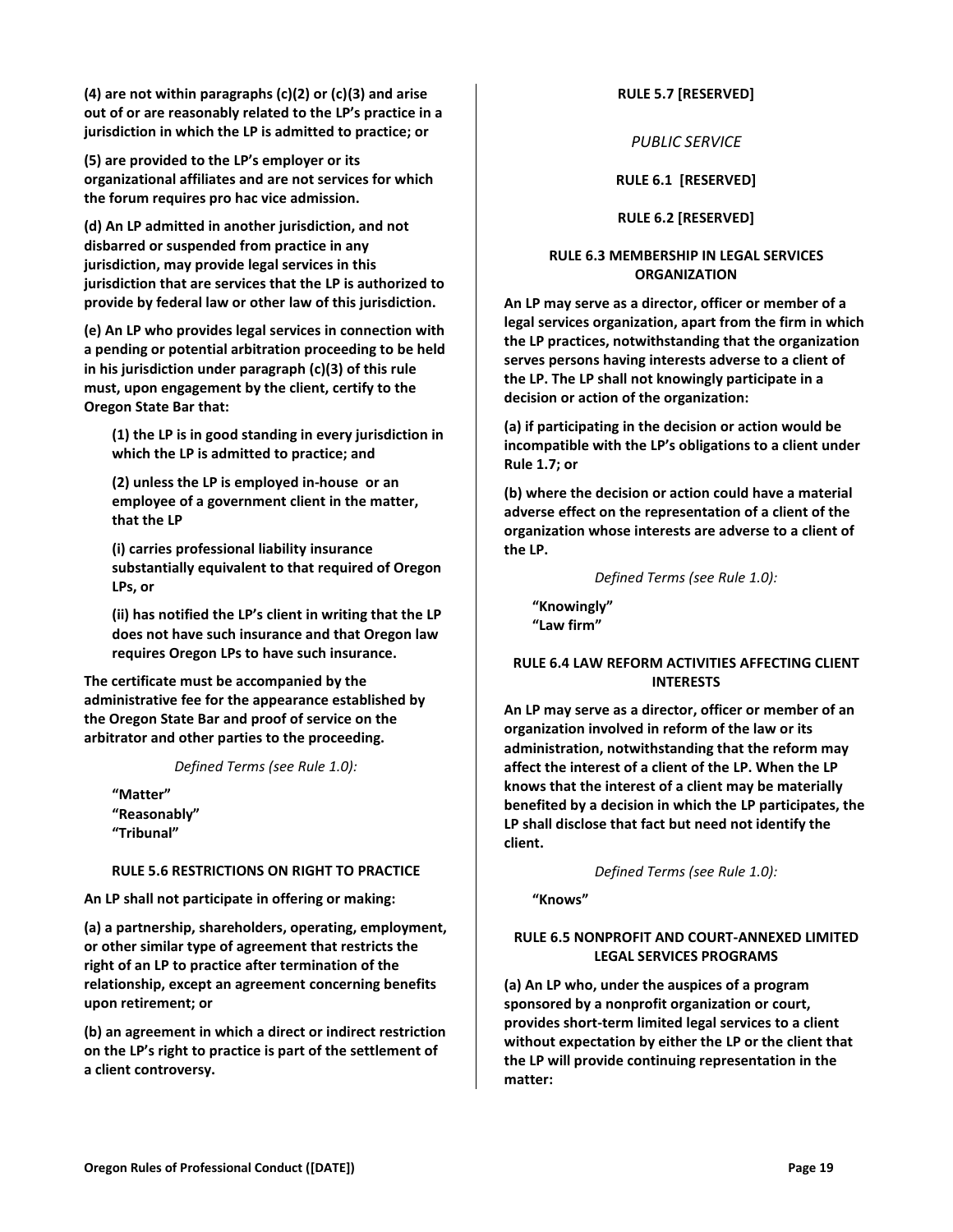**(4) are not within paragraphs (c)(2) or (c)(3) and arise out of or are reasonably related to the LP's practice in a jurisdiction in which the LP is admitted to practice; or**

**(5) are provided to the LP's employer or its organizational affiliates and are not services for which the forum requires pro hac vice admission.**

**(d) An LP admitted in another jurisdiction, and not disbarred or suspended from practice in any jurisdiction, may provide legal services in this jurisdiction that are services that the LP is authorized to provide by federal law or other law of this jurisdiction.**

**(e) An LP who provides legal services in connection with a pending or potential arbitration proceeding to be held in his jurisdiction under paragraph (c)(3) of this rule must, upon engagement by the client, certify to the Oregon State Bar that:**

> **(1) the LP is in good standing in every jurisdiction in which the LP is admitted to practice; and**
>
> **(2) unless the LP is employed in-house or an employee of a government client in the matter, that the LP**
>
> **(i) carries professional liability insurance substantially equivalent to that required of Oregon LPs, or**
>
> **(ii) has notified the LP's client in writing that the LP does not have such insurance and that Oregon law requires Oregon LPs to have such insurance.**

**The certificate must be accompanied by the administrative fee for the appearance established by the Oregon State Bar and proof of service on the arbitrator and other parties to the proceeding.**

*Defined Terms (see Rule 1.0):*

**"Matter"**
**"Reasonably"**
**"Tribunal"**

**RULE 5.6 RESTRICTIONS ON RIGHT TO PRACTICE**

**An LP shall not participate in offering or making:**

**(a) a partnership, shareholders, operating, employment, or other similar type of agreement that restricts the right of an LP to practice after termination of the relationship, except an agreement concerning benefits upon retirement; or**

**(b) an agreement in which a direct or indirect restriction on the LP's right to practice is part of the settlement of a client controversy.**

**RULE 5.7 [RESERVED]**

*PUBLIC SERVICE*

**RULE 6.1 [RESERVED]**

**RULE 6.2 [RESERVED]**

**RULE 6.3 MEMBERSHIP IN LEGAL SERVICES ORGANIZATION**

**An LP may serve as a director, officer or member of a legal services organization, apart from the firm in which the LP practices, notwithstanding that the organization serves persons having interests adverse to a client of the LP. The LP shall not knowingly participate in a decision or action of the organization:**

**(a) if participating in the decision or action would be incompatible with the LP's obligations to a client under Rule 1.7; or**

**(b) where the decision or action could have a material adverse effect on the representation of a client of the organization whose interests are adverse to a client of the LP.**

*Defined Terms (see Rule 1.0):*

**"Knowingly"**
**"Law firm"**

**RULE 6.4 LAW REFORM ACTIVITIES AFFECTING CLIENT INTERESTS**

**An LP may serve as a director, officer or member of an organization involved in reform of the law or its administration, notwithstanding that the reform may affect the interest of a client of the LP. When the LP knows that the interest of a client may be materially benefited by a decision in which the LP participates, the LP shall disclose that fact but need not identify the client.**

*Defined Terms (see Rule 1.0):*

**"Knows"**

**RULE 6.5 NONPROFIT AND COURT-ANNEXED LIMITED LEGAL SERVICES PROGRAMS**

**(a) An LP who, under the auspices of a program sponsored by a nonprofit organization or court, provides short-term limited legal services to a client without expectation by either the LP or the client that the LP will provide continuing representation in the matter:**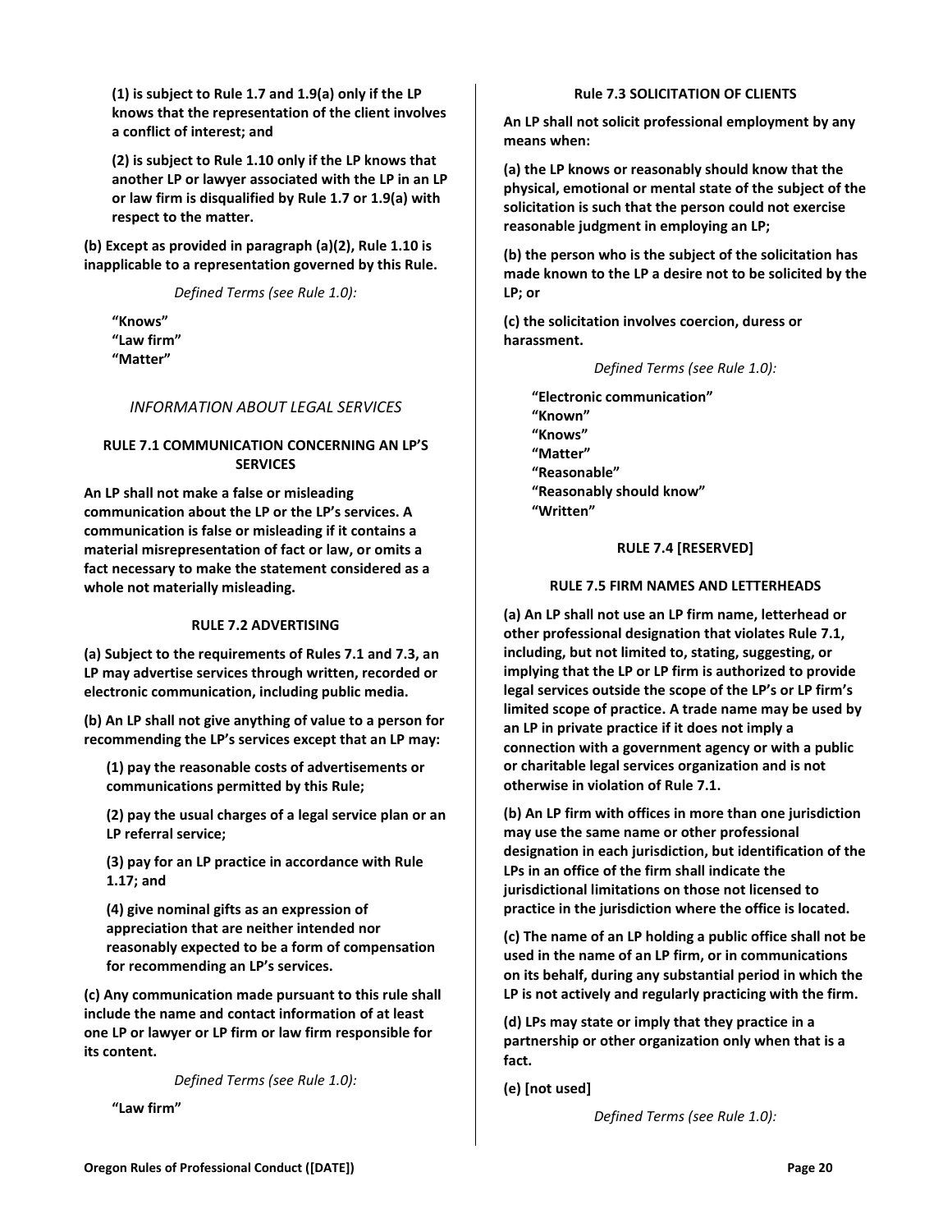**(1) is subject to Rule 1.7 and 1.9(a) only if the LP knows that the representation of the client involves a conflict of interest; and**

**(2) is subject to Rule 1.10 only if the LP knows that another LP or lawyer associated with the LP in an LP or law firm is disqualified by Rule 1.7 or 1.9(a) with respect to the matter.**

**(b) Except as provided in paragraph (a)(2), Rule 1.10 is inapplicable to a representation governed by this Rule.**

*Defined Terms (see Rule 1.0):*

**"Knows"**
**"Law firm"**
**"Matter"**

## *INFORMATION ABOUT LEGAL SERVICES*

### RULE 7.1 COMMUNICATION CONCERNING AN LP'S SERVICES

**An LP shall not make a false or misleading communication about the LP or the LP's services. A communication is false or misleading if it contains a material misrepresentation of fact or law, or omits a fact necessary to make the statement considered as a whole not materially misleading.**

### RULE 7.2 ADVERTISING

**(a) Subject to the requirements of Rules 7.1 and 7.3, an LP may advertise services through written, recorded or electronic communication, including public media.**

**(b) An LP shall not give anything of value to a person for recommending the LP's services except that an LP may:**

**(1) pay the reasonable costs of advertisements or communications permitted by this Rule;**

**(2) pay the usual charges of a legal service plan or an LP referral service;**

**(3) pay for an LP practice in accordance with Rule 1.17; and**

**(4) give nominal gifts as an expression of appreciation that are neither intended nor reasonably expected to be a form of compensation for recommending an LP's services.**

**(c) Any communication made pursuant to this rule shall include the name and contact information of at least one LP or lawyer or LP firm or law firm responsible for its content.**

*Defined Terms (see Rule 1.0):*

**"Law firm"**

### RULE 7.3 SOLICITATION OF CLIENTS

**An LP shall not solicit professional employment by any means when:**

**(a) the LP knows or reasonably should know that the physical, emotional or mental state of the subject of the solicitation is such that the person could not exercise reasonable judgment in employing an LP;**

**(b) the person who is the subject of the solicitation has made known to the LP a desire not to be solicited by the LP; or**

**(c) the solicitation involves coercion, duress or harassment.**

*Defined Terms (see Rule 1.0):*

**"Electronic communication"**
**"Known"**
**"Knows"**
**"Matter"**
**"Reasonable"**
**"Reasonably should know"**
**"Written"**

### RULE 7.4 [RESERVED]

### RULE 7.5 FIRM NAMES AND LETTERHEADS

**(a) An LP shall not use an LP firm name, letterhead or other professional designation that violates Rule 7.1, including, but not limited to, stating, suggesting, or implying that the LP or LP firm is authorized to provide legal services outside the scope of the LP's or LP firm's limited scope of practice. A trade name may be used by an LP in private practice if it does not imply a connection with a government agency or with a public or charitable legal services organization and is not otherwise in violation of Rule 7.1.**

**(b) An LP firm with offices in more than one jurisdiction may use the same name or other professional designation in each jurisdiction, but identification of the LPs in an office of the firm shall indicate the jurisdictional limitations on those not licensed to practice in the jurisdiction where the office is located.**

**(c) The name of an LP holding a public office shall not be used in the name of an LP firm, or in communications on its behalf, during any substantial period in which the LP is not actively and regularly practicing with the firm.**

**(d) LPs may state or imply that they practice in a partnership or other organization only when that is a fact.**

**(e) [not used]**

*Defined Terms (see Rule 1.0):*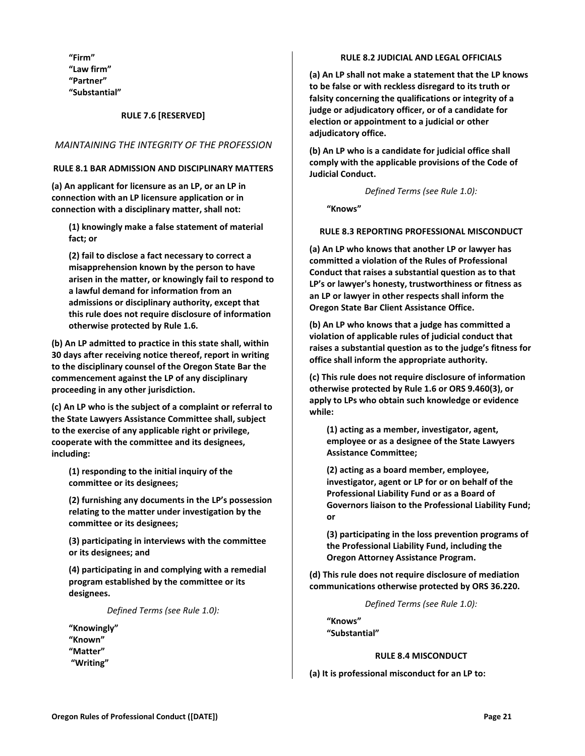**"Firm"**
**"Law firm"**
**"Partner"**
**"Substantial"**

### RULE 7.6 [RESERVED]

## *MAINTAINING THE INTEGRITY OF THE PROFESSION*

### RULE 8.1 BAR ADMISSION AND DISCIPLINARY MATTERS

**(a) An applicant for licensure as an LP, or an LP in connection with an LP licensure application or in connection with a disciplinary matter, shall not:**

**(1) knowingly make a false statement of material fact; or**

**(2) fail to disclose a fact necessary to correct a misapprehension known by the person to have arisen in the matter, or knowingly fail to respond to a lawful demand for information from an admissions or disciplinary authority, except that this rule does not require disclosure of information otherwise protected by Rule 1.6.**

**(b) An LP admitted to practice in this state shall, within 30 days after receiving notice thereof, report in writing to the disciplinary counsel of the Oregon State Bar the commencement against the LP of any disciplinary proceeding in any other jurisdiction.**

**(c) An LP who is the subject of a complaint or referral to the State Lawyers Assistance Committee shall, subject to the exercise of any applicable right or privilege, cooperate with the committee and its designees, including:**

**(1) responding to the initial inquiry of the committee or its designees;**

**(2) furnishing any documents in the LP's possession relating to the matter under investigation by the committee or its designees;**

**(3) participating in interviews with the committee or its designees; and**

**(4) participating in and complying with a remedial program established by the committee or its designees.**

*Defined Terms (see Rule 1.0):*

**"Knowingly"**
**"Known"**
**"Matter"**
**"Writing"**

### RULE 8.2 JUDICIAL AND LEGAL OFFICIALS

**(a) An LP shall not make a statement that the LP knows to be false or with reckless disregard to its truth or falsity concerning the qualifications or integrity of a judge or adjudicatory officer, or of a candidate for election or appointment to a judicial or other adjudicatory office.**

**(b) An LP who is a candidate for judicial office shall comply with the applicable provisions of the Code of Judicial Conduct.**

*Defined Terms (see Rule 1.0):*

**"Knows"**

### RULE 8.3 REPORTING PROFESSIONAL MISCONDUCT

**(a) An LP who knows that another LP or lawyer has committed a violation of the Rules of Professional Conduct that raises a substantial question as to that LP's or lawyer's honesty, trustworthiness or fitness as an LP or lawyer in other respects shall inform the Oregon State Bar Client Assistance Office.**

**(b) An LP who knows that a judge has committed a violation of applicable rules of judicial conduct that raises a substantial question as to the judge's fitness for office shall inform the appropriate authority.**

**(c) This rule does not require disclosure of information otherwise protected by Rule 1.6 or ORS 9.460(3), or apply to LPs who obtain such knowledge or evidence while:**

**(1) acting as a member, investigator, agent, employee or as a designee of the State Lawyers Assistance Committee;**

**(2) acting as a board member, employee, investigator, agent or LP for or on behalf of the Professional Liability Fund or as a Board of Governors liaison to the Professional Liability Fund; or**

**(3) participating in the loss prevention programs of the Professional Liability Fund, including the Oregon Attorney Assistance Program.**

**(d) This rule does not require disclosure of mediation communications otherwise protected by ORS 36.220.**

*Defined Terms (see Rule 1.0):*

**"Knows"**
**"Substantial"**

### RULE 8.4 MISCONDUCT

**(a) It is professional misconduct for an LP to:**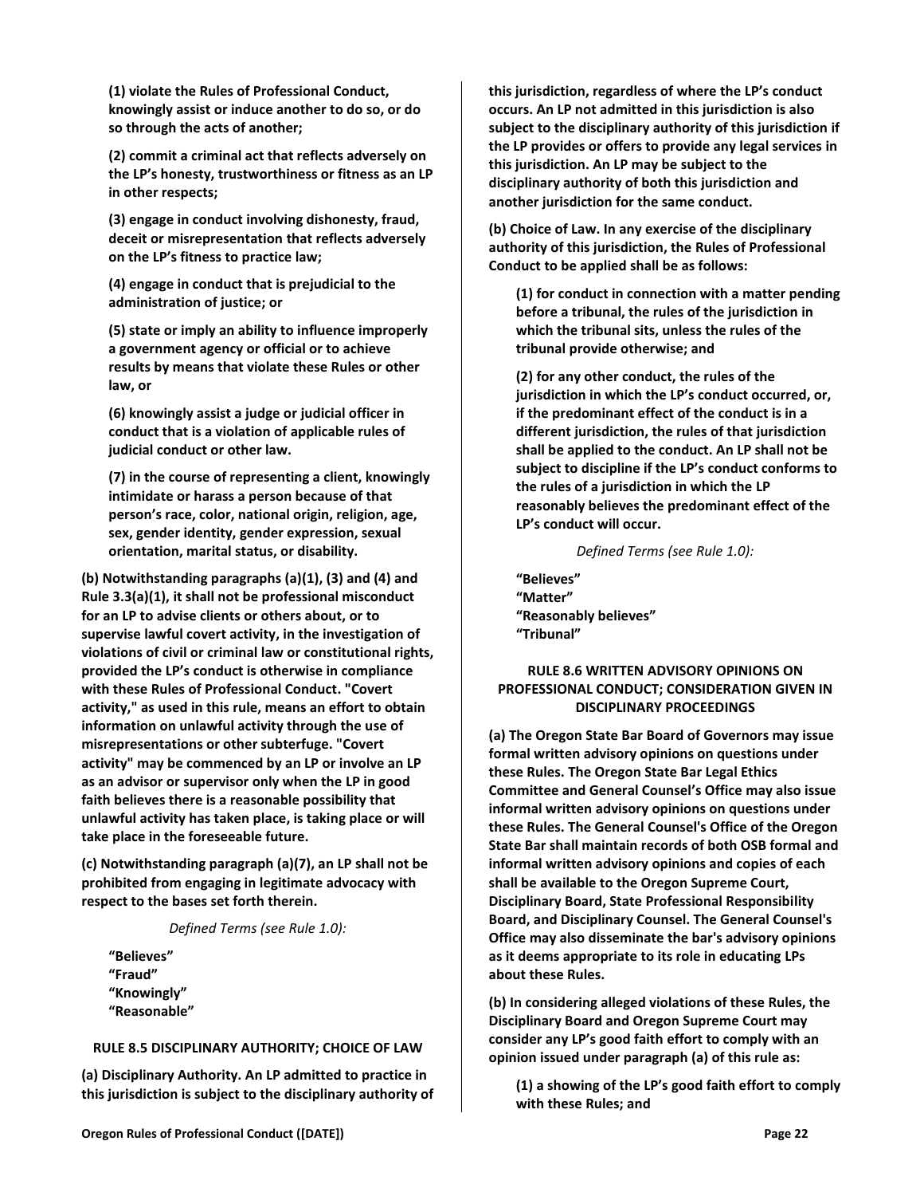**(1) violate the Rules of Professional Conduct, knowingly assist or induce another to do so, or do so through the acts of another;**

**(2) commit a criminal act that reflects adversely on the LP's honesty, trustworthiness or fitness as an LP in other respects;**

**(3) engage in conduct involving dishonesty, fraud, deceit or misrepresentation that reflects adversely on the LP's fitness to practice law;**

**(4) engage in conduct that is prejudicial to the administration of justice; or**

**(5) state or imply an ability to influence improperly a government agency or official or to achieve results by means that violate these Rules or other law, or**

**(6) knowingly assist a judge or judicial officer in conduct that is a violation of applicable rules of judicial conduct or other law.**

**(7) in the course of representing a client, knowingly intimidate or harass a person because of that person's race, color, national origin, religion, age, sex, gender identity, gender expression, sexual orientation, marital status, or disability.**

**(b) Notwithstanding paragraphs (a)(1), (3) and (4) and Rule 3.3(a)(1), it shall not be professional misconduct for an LP to advise clients or others about, or to supervise lawful covert activity, in the investigation of violations of civil or criminal law or constitutional rights, provided the LP's conduct is otherwise in compliance with these Rules of Professional Conduct. "Covert activity," as used in this rule, means an effort to obtain information on unlawful activity through the use of misrepresentations or other subterfuge. "Covert activity" may be commenced by an LP or involve an LP as an advisor or supervisor only when the LP in good faith believes there is a reasonable possibility that unlawful activity has taken place, is taking place or will take place in the foreseeable future.**

**(c) Notwithstanding paragraph (a)(7), an LP shall not be prohibited from engaging in legitimate advocacy with respect to the bases set forth therein.**

*Defined Terms (see Rule 1.0):*

**"Believes"**
**"Fraud"**
**"Knowingly"**
**"Reasonable"**

### RULE 8.5 DISCIPLINARY AUTHORITY; CHOICE OF LAW

**(a) Disciplinary Authority. An LP admitted to practice in this jurisdiction is subject to the disciplinary authority of this jurisdiction, regardless of where the LP's conduct occurs. An LP not admitted in this jurisdiction is also subject to the disciplinary authority of this jurisdiction if the LP provides or offers to provide any legal services in this jurisdiction. An LP may be subject to the disciplinary authority of both this jurisdiction and another jurisdiction for the same conduct.**

**(b) Choice of Law. In any exercise of the disciplinary authority of this jurisdiction, the Rules of Professional Conduct to be applied shall be as follows:**

**(1) for conduct in connection with a matter pending before a tribunal, the rules of the jurisdiction in which the tribunal sits, unless the rules of the tribunal provide otherwise; and**

**(2) for any other conduct, the rules of the jurisdiction in which the LP's conduct occurred, or, if the predominant effect of the conduct is in a different jurisdiction, the rules of that jurisdiction shall be applied to the conduct. An LP shall not be subject to discipline if the LP's conduct conforms to the rules of a jurisdiction in which the LP reasonably believes the predominant effect of the LP's conduct will occur.**

*Defined Terms (see Rule 1.0):*

**"Believes"**
**"Matter"**
**"Reasonably believes"**
**"Tribunal"**

### RULE 8.6 WRITTEN ADVISORY OPINIONS ON PROFESSIONAL CONDUCT; CONSIDERATION GIVEN IN DISCIPLINARY PROCEEDINGS

**(a) The Oregon State Bar Board of Governors may issue formal written advisory opinions on questions under these Rules. The Oregon State Bar Legal Ethics Committee and General Counsel's Office may also issue informal written advisory opinions on questions under these Rules. The General Counsel's Office of the Oregon State Bar shall maintain records of both OSB formal and informal written advisory opinions and copies of each shall be available to the Oregon Supreme Court, Disciplinary Board, State Professional Responsibility Board, and Disciplinary Counsel. The General Counsel's Office may also disseminate the bar's advisory opinions as it deems appropriate to its role in educating LPs about these Rules.**

**(b) In considering alleged violations of these Rules, the Disciplinary Board and Oregon Supreme Court may consider any LP's good faith effort to comply with an opinion issued under paragraph (a) of this rule as:**

**(1) a showing of the LP's good faith effort to comply with these Rules; and**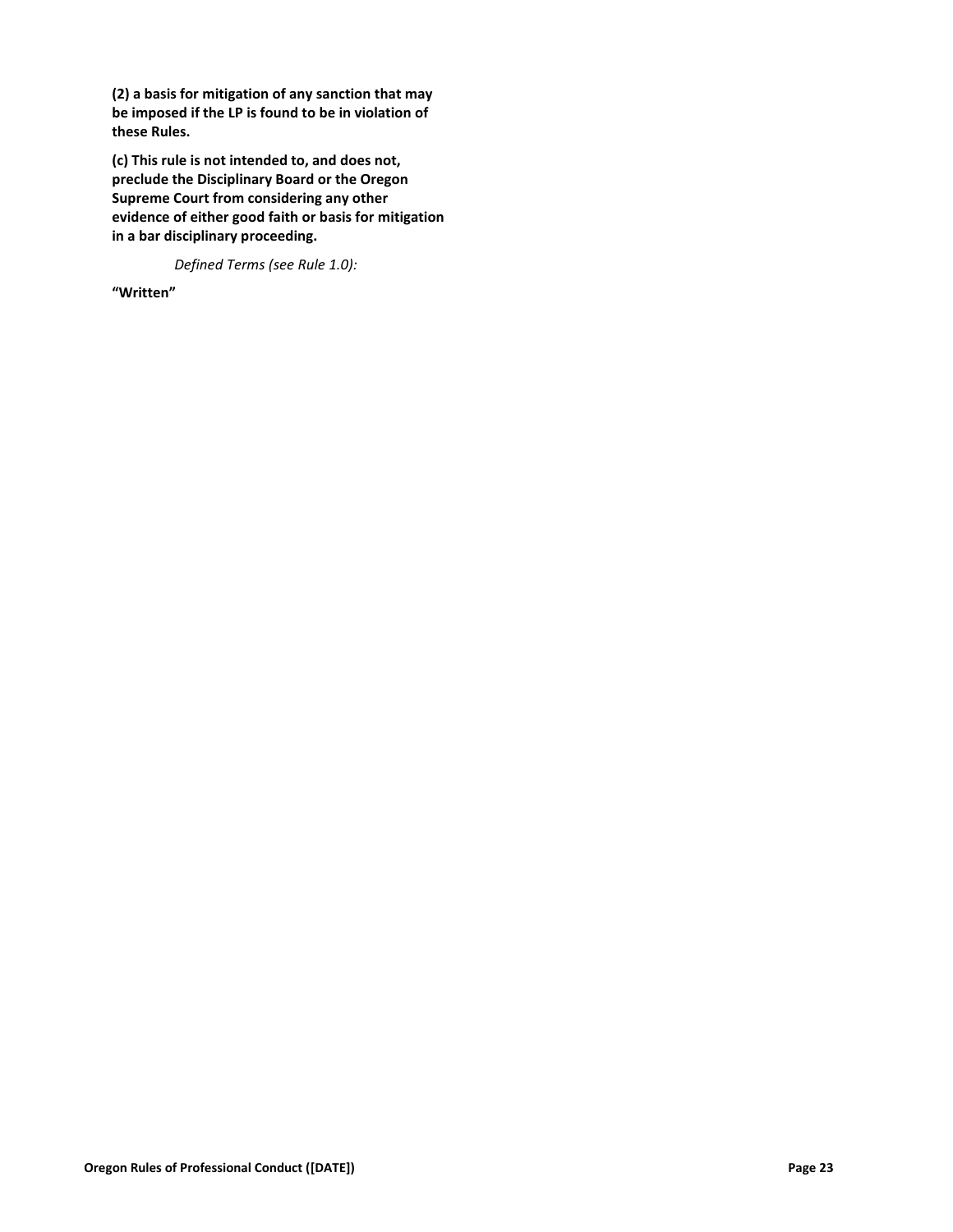**(2) a basis for mitigation of any sanction that may be imposed if the LP is found to be in violation of these Rules.**

**(c) This rule is not intended to, and does not, preclude the Disciplinary Board or the Oregon Supreme Court from considering any other evidence of either good faith or basis for mitigation in a bar disciplinary proceeding.**

*Defined Terms (see Rule 1.0):*

**"Written"**